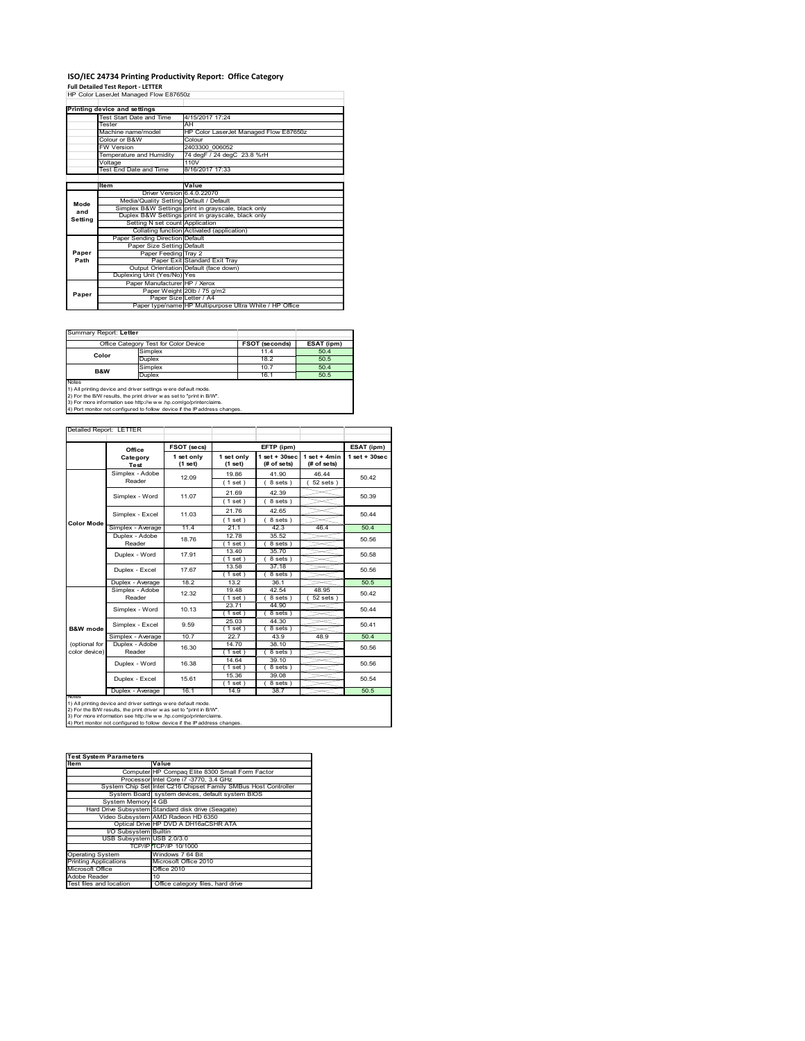# ISO/IEC 24734 Printing Productivity Report: Office Category

**Full Detailed Test Report - LETTER**

HP Color LaserJet Managed Flow E87650z

| Printing device and settings | |
|---|---|
| Test Start Date and Time | 4/15/2017 17:24 |
| Tester | AH |
| Machine name/model | HP Color LaserJet Managed Flow E87650z |
| Colour or B&W | Colour |
| FW Version | 2403300_006052 |
| Temperature and Humidity | 74 degF / 24 degC 23.8 %rH |
| Voltage | 110V |
| Test End Date and Time | 8/16/2017 17:33 |

| | Item | Value |
|---|---|---|
| Mode and Setting | Driver Version | 6.4.0.22070 |
| | Media/Quality Setting | Default / Default |
| | Simplex B&W Settings | print in grayscale, black only |
| | Duplex B&W Settings | print in grayscale, black only |
| | Setting N set count | Application |
| | Collating function | Activated (application) |
| Paper Path | Paper Sending Direction | Default |
| | Paper Size Setting | Default |
| | Paper Feeding | Tray 2 |
| | Paper Exit | Standard Exit Tray |
| | Output Orientation | Default (face down) |
| | Duplexing Unit (Yes/No) | Yes |
| Paper | Paper Manufacturer | HP / Xerox |
| | Paper Weight | 20lb / 75 g/m2 |
| | Paper Size | Letter / A4 |
| | Paper type/name | HP Multipurpose Ultra White / HP Office |

Summary Report: **Letter**

| Office Category Test for Color Device | | FSOT (seconds) | ESAT (ipm) |
|---|---|---|---|
| Color | Simplex | 11.4 | 50.4 |
| | Duplex | 18.2 | 50.5 |
| B&W | Simplex | 10.7 | 50.4 |
| | Duplex | 16.1 | 50.5 |

Notes
1) All printing device and driver settings were default mode.
2) For the B/W results, the print driver was set to "print in B/W".
3) For more information see http://www.hp.com/go/printerclaims.
4) Port monitor not configured to follow device if the IP address changes.

Detailed Report: LETTER

| | Office Category Test | FSOT (secs) 1 set only (1 set) | EFTP (ipm) 1 set only (1 set) | EFTP (ipm) 1 set + 30sec (# of sets) | EFTP (ipm) 1 set + 4min (# of sets) | ESAT (ipm) 1 set + 30sec |
|---|---|---|---|---|---|---|
| Color Mode | Simplex - Adobe Reader | 12.09 | 19.86 (1 set) | 41.90 (8 sets) | 46.44 (52 sets) | 50.42 |
| | Simplex - Word | 11.07 | 21.69 (1 set) | 42.39 (8 sets) | | 50.39 |
| | Simplex - Excel | 11.03 | 21.76 (1 set) | 42.65 (8 sets) | | 50.44 |
| | Simplex - Average | 11.4 | 21.1 | 42.3 | 46.4 | 50.4 |
| | Duplex - Adobe Reader | 18.76 | 12.78 (1 set) | 35.52 (8 sets) | | 50.56 |
| | Duplex - Word | 17.91 | 13.40 (1 set) | 35.70 (8 sets) | | 50.58 |
| | Duplex - Excel | 17.67 | 13.58 (1 set) | 37.18 (8 sets) | | 50.56 |
| | Duplex - Average | 18.2 | 13.2 | 36.1 | | 50.5 |
| B&W mode (optional for color device) | Simplex - Adobe Reader | 12.32 | 19.48 (1 set) | 42.54 (8 sets) | 48.95 (52 sets) | 50.42 |
| | Simplex - Word | 10.13 | 23.71 (1 set) | 44.90 (8 sets) | | 50.44 |
| | Simplex - Excel | 9.59 | 25.03 (1 set) | 44.30 (8 sets) | | 50.41 |
| | Simplex - Average | 10.7 | 22.7 | 43.9 | 48.9 | 50.4 |
| | Duplex - Adobe Reader | 16.30 | 14.70 (1 set) | 38.10 (8 sets) | | 50.56 |
| | Duplex - Word | 16.38 | 14.64 (1 set) | 39.10 (8 sets) | | 50.56 |
| | Duplex - Excel | 15.61 | 15.36 (1 set) | 39.08 (8 sets) | | 50.54 |
| | Duplex - Average | 16.1 | 14.9 | 38.7 | | 50.5 |

Notes
1) All printing device and driver settings were default mode.
2) For the B/W results, the print driver was set to "print in B/W".
3) For more information see http://www.hp.com/go/printerclaims.
4) Port monitor not configured to follow device if the IP address changes.

| Test System Parameters | |
|---|---|
| **Item** | **Value** |
| Computer | HP Compaq Elite 8300 Small Form Factor |
| Processor | Intel Core i7 -3770, 3.4 GHz |
| System Chip Set | Intel C216 Chipset Family SMBus Host Controller |
| System Board | system devices, default system BIOS |
| System Memory | 4 GB |
| Hard Drive Subsystem | Standard disk drive (Seagate) |
| Video Subsystem | AMD Radeon HD 6350 |
| Optical Drive | HP DVD A DH16aCSHR ATA |
| I/O Subsystem | Builtin |
| USB Subsystem | USB 2.0/3.0 |
| TCP/IP | TCP/IP 10/1000 |
| Operating System | Windows 7 64 Bit |
| Printing Applications | Microsoft Office 2010 |
| Microsoft Office | Office 2010 |
| Adobe Reader | 10 |
| Test files and location | Office category files, hard drive |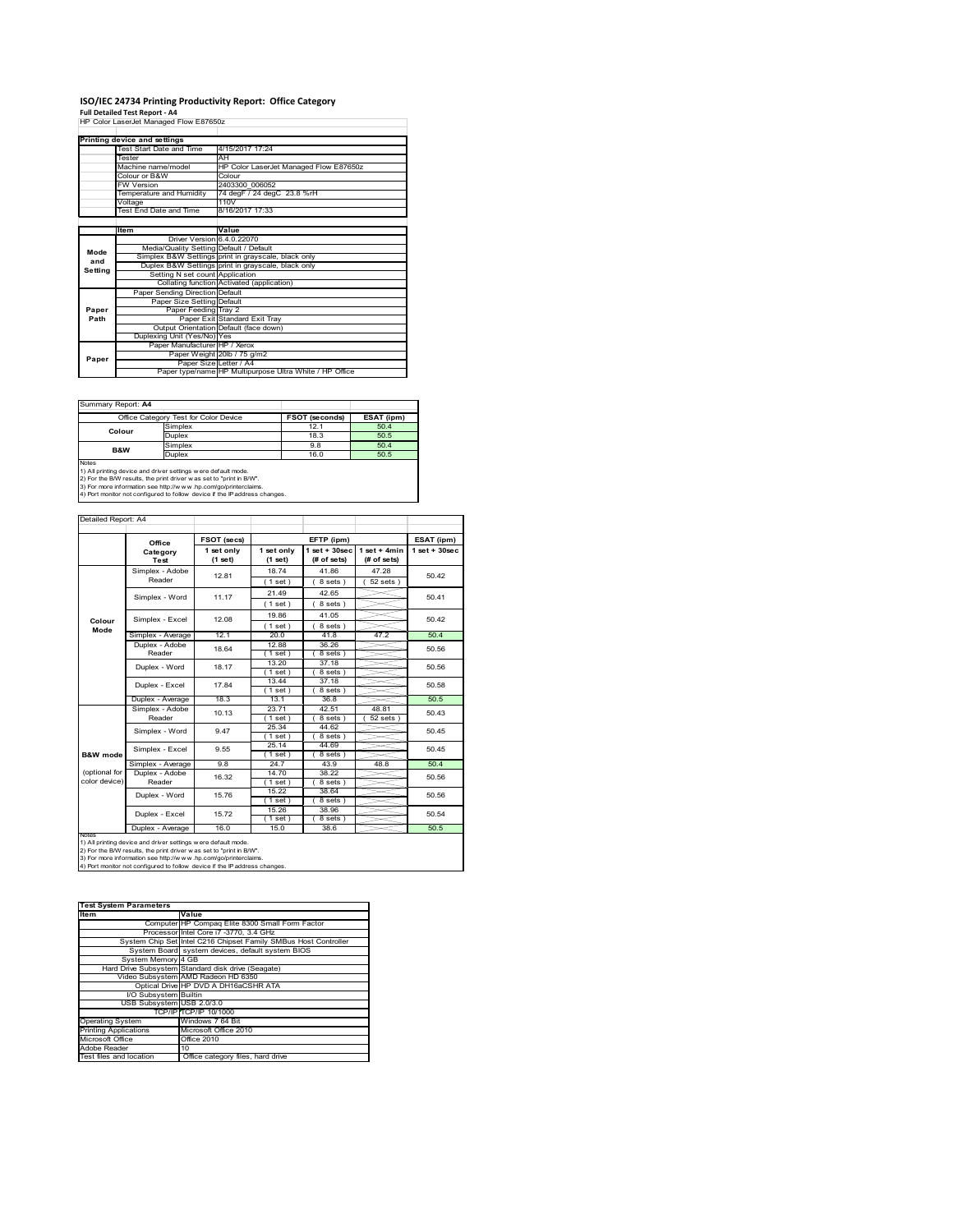# ISO/IEC 24734 Printing Productivity Report: Office Category

**Full Detailed Test Report - A4**

HP Color LaserJet Managed Flow E87650z

| Printing device and settings | |
|---|---|
| Test Start Date and Time | 4/15/2017 17:24 |
| Tester | AH |
| Machine name/model | HP Color LaserJet Managed Flow E87650z |
| Colour or B&W | Colour |
| FW Version | 2403300_006052 |
| Temperature and Humidity | 74 degF / 24 degC 23.8 %rH |
| Voltage | 110V |
| Test End Date and Time | 8/16/2017 17:33 |

| | Item | Value |
|---|---|---|
| Mode and Setting | Driver Version | 6.4.0.22070 |
| | Media/Quality Setting | Default / Default |
| | Simplex B&W Settings | print in grayscale, black only |
| | Duplex B&W Settings | print in grayscale, black only |
| | Setting N set count | Application |
| | Collating function | Activated (application) |
| Paper Path | Paper Sending Direction | Default |
| | Paper Size Setting | Default |
| | Paper Feeding | Tray 2 |
| | Paper Exit | Standard Exit Tray |
| | Output Orientation | Default (face down) |
| | Duplexing Unit (Yes/No) | Yes |
| Paper | Paper Manufacturer | HP / Xerox |
| | Paper Weight | 20lb / 75 g/m2 |
| | Paper Size | Letter / A4 |
| | Paper type/name | HP Multipurpose Ultra White / HP Office |

Summary Report: **A4**

| Office Category Test for Color Device | | FSOT (seconds) | ESAT (ipm) |
|---|---|---|---|
| Colour | Simplex | 12.1 | 50.4 |
| | Duplex | 18.3 | 50.5 |
| B&W | Simplex | 9.8 | 50.4 |
| | Duplex | 16.0 | 50.5 |

Notes
1) All printing device and driver settings were default mode.
2) For the B/W results, the print driver was set to "print in B/W".
3) For more information see http://www.hp.com/go/printerclaims.
4) Port monitor not configured to follow device if the IP address changes.

Detailed Report: A4

| | Office Category Test | FSOT (secs) 1 set only (1 set) | EFTP (ipm) 1 set only (1 set) | EFTP (ipm) 1 set + 30sec (# of sets) | EFTP (ipm) 1 set + 4min (# of sets) | ESAT (ipm) 1 set + 30sec |
|---|---|---|---|---|---|---|
| Colour Mode | Simplex - Adobe Reader | 12.81 | 18.74 (1 set) | 41.86 (8 sets) | 47.28 (52 sets) | 50.42 |
| | Simplex - Word | 11.17 | 21.49 (1 set) | 42.65 (8 sets) | | 50.41 |
| | Simplex - Excel | 12.08 | 19.86 (1 set) | 41.05 (8 sets) | | 50.42 |
| | Simplex - Average | 12.1 | 20.0 | 41.8 | 47.2 | 50.4 |
| | Duplex - Adobe Reader | 18.64 | 12.88 (1 set) | 36.26 (8 sets) | | 50.56 |
| | Duplex - Word | 18.17 | 13.20 (1 set) | 37.18 (8 sets) | | 50.56 |
| | Duplex - Excel | 17.84 | 13.44 (1 set) | 37.18 (8 sets) | | 50.58 |
| | Duplex - Average | 18.3 | 13.1 | 36.8 | | 50.5 |
| B&W mode (optional for color device) | Simplex - Adobe Reader | 10.13 | 23.71 (1 set) | 42.51 (8 sets) | 48.81 (52 sets) | 50.43 |
| | Simplex - Word | 9.47 | 25.34 (1 set) | 44.62 (8 sets) | | 50.45 |
| | Simplex - Excel | 9.55 | 25.14 (1 set) | 44.69 (8 sets) | | 50.45 |
| | Simplex - Average | 9.8 | 24.7 | 43.9 | 48.8 | 50.4 |
| | Duplex - Adobe Reader | 16.32 | 14.70 (1 set) | 38.22 (8 sets) | | 50.56 |
| | Duplex - Word | 15.76 | 15.22 (1 set) | 38.64 (8 sets) | | 50.56 |
| | Duplex - Excel | 15.72 | 15.26 (1 set) | 38.96 (8 sets) | | 50.54 |
| | Duplex - Average | 16.0 | 15.0 | 38.6 | | 50.5 |

Notes
1) All printing device and driver settings were default mode.
2) For the B/W results, the print driver was set to "print in B/W".
3) For more information see http://www.hp.com/go/printerclaims.
4) Port monitor not configured to follow device if the IP address changes.

| Test System Parameters | |
|---|---|
| **Item** | **Value** |
| Computer | HP Compaq Elite 8300 Small Form Factor |
| Processor | Intel Core i7 -3770, 3.4 GHz |
| System Chip Set | Intel C216 Chipset Family SMBus Host Controller |
| System Board | system devices, default system BIOS |
| System Memory | 4 GB |
| Hard Drive Subsystem | Standard disk drive (Seagate) |
| Video Subsystem | AMD Radeon HD 6350 |
| Optical Drive | HP DVD A DH16aCSHR ATA |
| I/O Subsystem | Builtin |
| USB Subsystem | USB 2.0/3.0 |
| TCP/IP | TCP/IP 10/1000 |
| Operating System | Windows 7 64 Bit |
| Printing Applications | Microsoft Office 2010 |
| Microsoft Office | Office 2010 |
| Adobe Reader | 10 |
| Test files and location | Office category files, hard drive |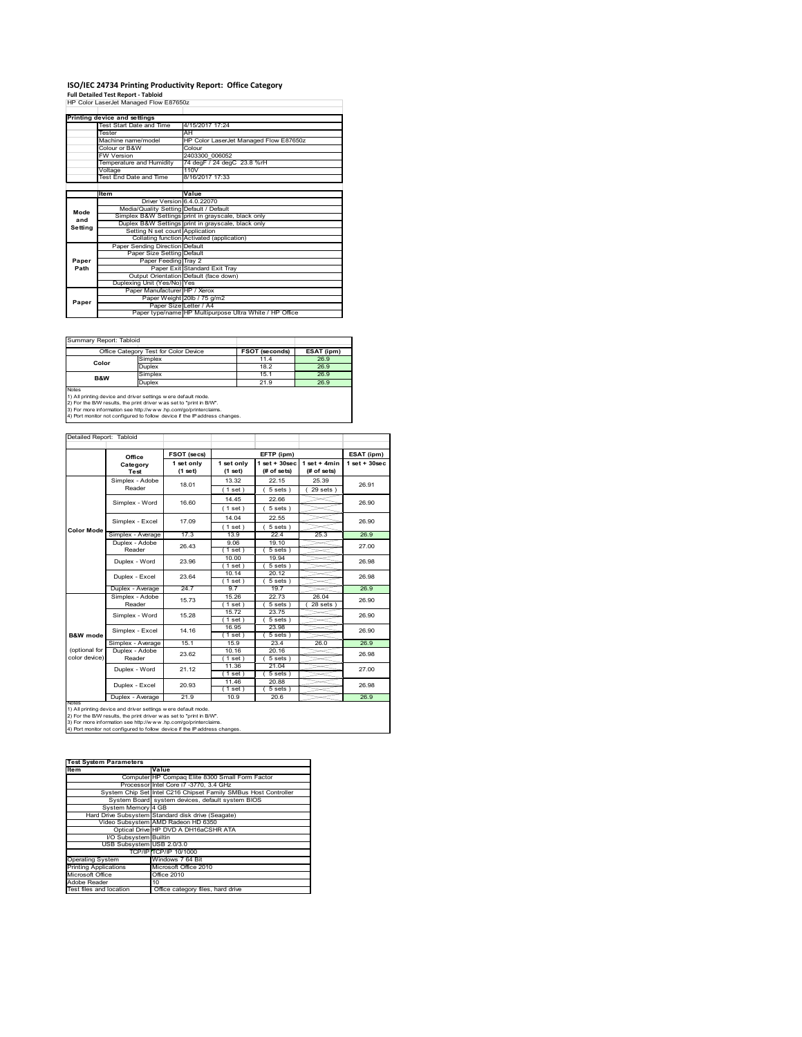# ISO/IEC 24734 Printing Productivity Report: Office Category

**Full Detailed Test Report - Tabloid**

HP Color LaserJet Managed Flow E87650z

| Printing device and settings | |
|---|---|
| Test Start Date and Time | 4/15/2017 17:24 |
| Tester | AH |
| Machine name/model | HP Color LaserJet Managed Flow E87650z |
| Colour or B&W | Colour |
| FW Version | 2403300_006052 |
| Temperature and Humidity | 74 degF / 24 degC 23.8 %rH |
| Voltage | 110V |
| Test End Date and Time | 8/16/2017 17:33 |

| | Item | Value |
|---|---|---|
| Mode and Setting | Driver Version | 6.4.0.22070 |
| | Media/Quality Setting | Default / Default |
| | Simplex B&W Settings | print in grayscale, black only |
| | Duplex B&W Settings | print in grayscale, black only |
| | Setting N set count | Application |
| | Collating function | Activated (application) |
| Paper Path | Paper Sending Direction | Default |
| | Paper Size Setting | Default |
| | Paper Feeding | Tray 2 |
| | Paper Exit | Standard Exit Tray |
| | Output Orientation | Default (face down) |
| | Duplexing Unit (Yes/No) | Yes |
| Paper | Paper Manufacturer | HP / Xerox |
| | Paper Weight | 20lb / 75 g/m2 |
| | Paper Size | Letter / A4 |
| | Paper type/name | HP Multipurpose Ultra White / HP Office |

Summary Report: Tabloid

| Office Category Test for Color Device | | FSOT (seconds) | ESAT (ipm) |
|---|---|---|---|
| Color | Simplex | 11.4 | 26.9 |
| | Duplex | 18.2 | 26.9 |
| B&W | Simplex | 15.1 | 26.9 |
| | Duplex | 21.9 | 26.9 |

Notes
1) All printing device and driver settings were default mode.
2) For the B/W results, the print driver was set to "print in B/W".
3) For more information see http://www.hp.com/go/printerclaims.
4) Port monitor not configured to follow device if the IP address changes.

Detailed Report: Tabloid

| | Office Category Test | FSOT (secs) 1 set only (1 set) | EFTP (ipm) 1 set only (1 set) | EFTP (ipm) 1 set + 30sec (# of sets) | EFTP (ipm) 1 set + 4min (# of sets) | ESAT (ipm) 1 set + 30sec |
|---|---|---|---|---|---|---|
| Color Mode | Simplex - Adobe Reader | 18.01 | 13.32 (1 set) | 22.15 (5 sets) | 25.39 (29 sets) | 26.91 |
| | Simplex - Word | 16.60 | 14.45 (1 set) | 22.66 (5 sets) | | 26.90 |
| | Simplex - Excel | 17.09 | 14.04 (1 set) | 22.55 (5 sets) | | 26.90 |
| | Simplex - Average | 17.3 | 13.9 | 22.4 | 25.3 | 26.9 |
| | Duplex - Adobe Reader | 26.43 | 9.06 (1 set) | 19.10 (5 sets) | | 27.00 |
| | Duplex - Word | 23.96 | 10.00 (1 set) | 19.94 (5 sets) | | 26.98 |
| | Duplex - Excel | 23.64 | 10.14 (1 set) | 20.12 (5 sets) | | 26.98 |
| | Duplex - Average | 24.7 | 9.7 | 19.7 | | 26.9 |
| B&W mode (optional for color device) | Simplex - Adobe Reader | 15.73 | 15.26 (1 set) | 22.73 (5 sets) | 26.04 (28 sets) | 26.90 |
| | Simplex - Word | 15.28 | 15.72 (1 set) | 23.75 (5 sets) | | 26.90 |
| | Simplex - Excel | 14.16 | 16.95 (1 set) | 23.98 (5 sets) | | 26.90 |
| | Simplex - Average | 15.1 | 15.9 | 23.4 | 26.0 | 26.9 |
| | Duplex - Adobe Reader | 23.62 | 10.16 (1 set) | 20.16 (5 sets) | | 26.98 |
| | Duplex - Word | 21.12 | 11.36 (1 set) | 21.04 (5 sets) | | 27.00 |
| | Duplex - Excel | 20.93 | 11.46 (1 set) | 20.88 (5 sets) | | 26.98 |
| | Duplex - Average | 21.9 | 10.9 | 20.6 | | 26.9 |

Notes
1) All printing device and driver settings were default mode.
2) For the B/W results, the print driver was set to "print in B/W".
3) For more information see http://www.hp.com/go/printerclaims.
4) Port monitor not configured to follow device if the IP address changes.

| Test System Parameters | |
|---|---|
| **Item** | **Value** |
| Computer | HP Compaq Elite 8300 Small Form Factor |
| Processor | Intel Core i7 -3770, 3.4 GHz |
| System Chip Set | Intel C216 Chipset Family SMBus Host Controller |
| System Board | system devices, default system BIOS |
| System Memory | 4 GB |
| Hard Drive Subsystem | Standard disk drive (Seagate) |
| Video Subsystem | AMD Radeon HD 6350 |
| Optical Drive | HP DVD A DH16aCSHR ATA |
| I/O Subsystem | Builtin |
| USB Subsystem | USB 2.0/3.0 |
| TCP/IP | TCP/IP 10/1000 |
| Operating System | Windows 7 64 Bit |
| Printing Applications | Microsoft Office 2010 |
| Microsoft Office | Office 2010 |
| Adobe Reader | 10 |
| Test files and location | Office category files, hard drive |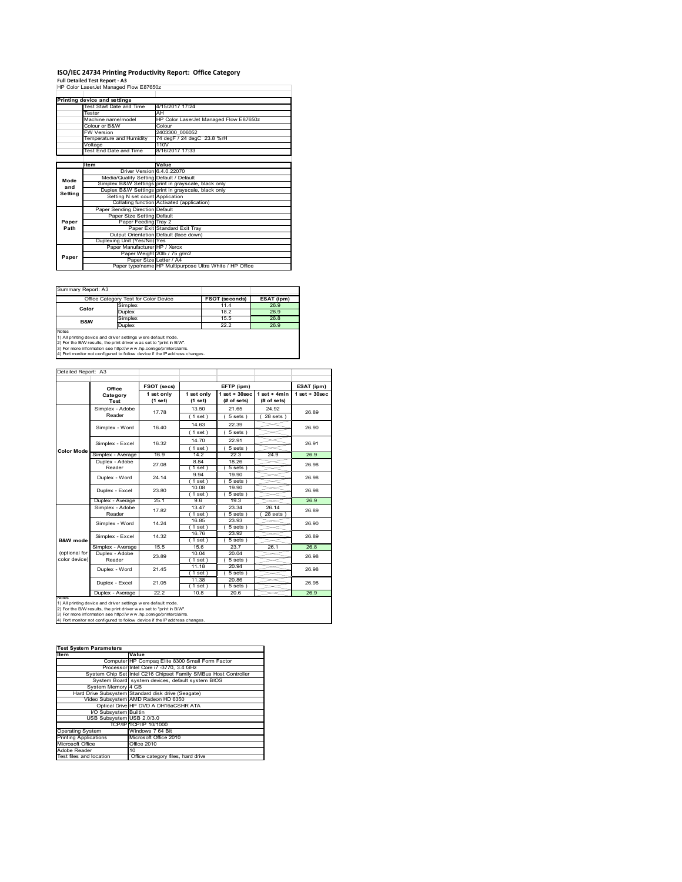# ISO/IEC 24734 Printing Productivity Report: Office Category

**Full Detailed Test Report - A3**

HP Color LaserJet Managed Flow E87650z

| Printing device and settings | |
|---|---|
| Test Start Date and Time | 4/15/2017 17:24 |
| Tester | AH |
| Machine name/model | HP Color LaserJet Managed Flow E87650z |
| Colour or B&W | Colour |
| FW Version | 2403300_006052 |
| Temperature and Humidity | 74 degF / 24 degC 23.8 %rH |
| Voltage | 110V |
| Test End Date and Time | 8/16/2017 17:33 |

| | Item | Value |
|---|---|---|
| Mode and Setting | Driver Version | 6.4.0.22070 |
| | Media/Quality Setting | Default / Default |
| | Simplex B&W Settings | print in grayscale, black only |
| | Duplex B&W Settings | print in grayscale, black only |
| | Setting N set count | Application |
| | Collating function | Activated (application) |
| Paper Path | Paper Sending Direction | Default |
| | Paper Size Setting | Default |
| | Paper Feeding | Tray 2 |
| | Paper Exit | Standard Exit Tray |
| | Output Orientation | Default (face down) |
| | Duplexing Unit (Yes/No) | Yes |
| Paper | Paper Manufacturer | HP / Xerox |
| | Paper Weight | 20lb / 75 g/m2 |
| | Paper Size | Letter / A4 |
| | Paper type/name | HP Multipurpose Ultra White / HP Office |

Summary Report: A3

| Office Category Test for Color Device | | FSOT (seconds) | ESAT (ipm) |
|---|---|---|---|
| Color | Simplex | 11.4 | 26.9 |
| | Duplex | 18.2 | 26.9 |
| B&W | Simplex | 15.5 | 26.8 |
| | Duplex | 22.2 | 26.9 |

Notes
1) All printing device and driver settings were default mode.
2) For the B/W results, the print driver was set to "print in B/W".
3) For more information see http://www.hp.com/go/printerclaims.
4) Port monitor not configured to follow device if the IP address changes.

Detailed Report: A3

| | Office Category Test | FSOT (secs) 1 set only (1 set) | EFTP (ipm) 1 set only (1 set) | EFTP (ipm) 1 set + 30sec (# of sets) | EFTP (ipm) 1 set + 4min (# of sets) | ESAT (ipm) 1 set + 30sec |
|---|---|---|---|---|---|---|
| Color Mode | Simplex - Adobe Reader | 17.78 | 13.50 (1 set) | 21.65 (5 sets) | 24.92 (28 sets) | 26.89 |
| | Simplex - Word | 16.40 | 14.63 (1 set) | 22.39 (5 sets) | | 26.90 |
| | Simplex - Excel | 16.32 | 14.70 (1 set) | 22.91 (5 sets) | | 26.91 |
| | Simplex - Average | 16.9 | 14.2 | 22.3 | 24.9 | 26.9 |
| | Duplex - Adobe Reader | 27.08 | 8.84 (1 set) | 18.26 (5 sets) | | 26.98 |
| | Duplex - Word | 24.14 | 9.94 (1 set) | 19.90 (5 sets) | | 26.98 |
| | Duplex - Excel | 23.80 | 10.08 (1 set) | 19.90 (5 sets) | | 26.98 |
| | Duplex - Average | 25.1 | 9.6 | 19.3 | | 26.9 |
| B&W mode (optional for color device) | Simplex - Adobe Reader | 17.82 | 13.47 (1 set) | 23.34 (5 sets) | 26.14 (28 sets) | 26.89 |
| | Simplex - Word | 14.24 | 16.85 (1 set) | 23.93 (5 sets) | | 26.90 |
| | Simplex - Excel | 14.32 | 16.76 (1 set) | 23.92 (5 sets) | | 26.89 |
| | Simplex - Average | 15.5 | 15.6 | 23.7 | 26.1 | 26.8 |
| | Duplex - Adobe Reader | 23.89 | 10.04 (1 set) | 20.04 (5 sets) | | 26.98 |
| | Duplex - Word | 21.45 | 11.18 (1 set) | 20.94 (5 sets) | | 26.98 |
| | Duplex - Excel | 21.05 | 11.38 (1 set) | 20.86 (5 sets) | | 26.98 |
| | Duplex - Average | 22.2 | 10.8 | 20.6 | | 26.9 |

Notes
1) All printing device and driver settings were default mode.
2) For the B/W results, the print driver was set to "print in B/W".
3) For more information see http://www.hp.com/go/printerclaims.
4) Port monitor not configured to follow device if the IP address changes.

| Test System Parameters | |
|---|---|
| Item | Value |
| Computer | HP Compaq Elite 8300 Small Form Factor |
| Processor | Intel Core i7 -3770, 3.4 GHz |
| System Chip Set | Intel C216 Chipset Family SMBus Host Controller |
| System Board | system devices, default system BIOS |
| System Memory | 4 GB |
| Hard Drive Subsystem | Standard disk drive (Seagate) |
| Video Subsystem | AMD Radeon HD 6350 |
| Optical Drive | HP DVD A DH16aCSHR ATA |
| I/O Subsystem | Builtin |
| USB Subsystem | USB 2.0/3.0 |
| TCP/IP | TCP/IP 10/1000 |
| Operating System | Windows 7 64 Bit |
| Printing Applications | Microsoft Office 2010 |
| Microsoft Office | Office 2010 |
| Adobe Reader | 10 |
| Test files and location | Office category files, hard drive |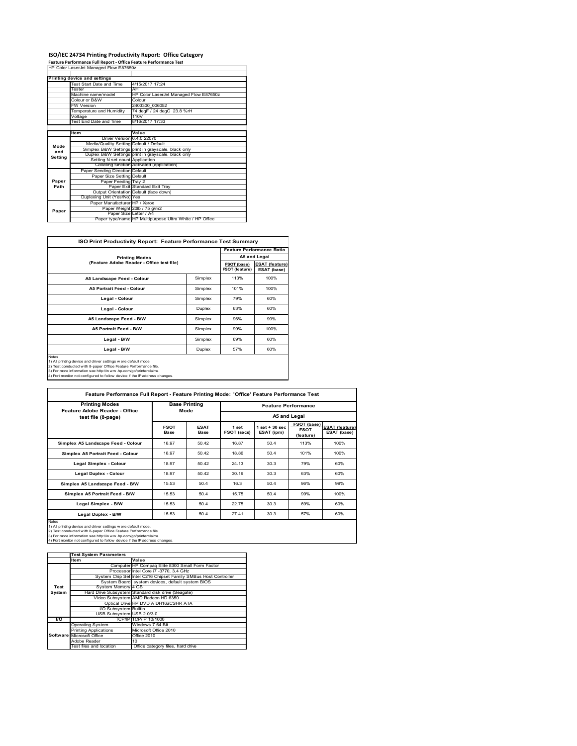# ISO/IEC 24734 Printing Productivity Report: Office Category

**Feature Performance Full Report - Office Feature Performance Test**

HP Color LaserJet Managed Flow E87650z

| Printing device and settings | | |
|---|---|---|
| | Test Start Date and Time | 4/15/2017 17:24 |
| | Tester | AH |
| | Machine name/model | HP Color LaserJet Managed Flow E87650z |
| | Colour or B&W | Colour |
| | FW Version | 2403300_006052 |
| | Temperature and Humidity | 74 degF / 24 degC 23.8 %rH |
| | Voltage | 110V |
| | Test End Date and Time | 8/16/2017 17:33 |

| | Item | Value |
|---|---|---|
| Mode and Setting | Driver Version | 6.4.0.22070 |
| | Media/Quality Setting | Default / Default |
| | Simplex B&W Settings | print in grayscale, black only |
| | Duplex B&W Settings | print in grayscale, black only |
| | Setting N set count | Application |
| | Collating function | Activated (application) |
| Paper Path | Paper Sending Direction | Default |
| | Paper Size Setting | Default |
| | Paper Feeding | Tray 2 |
| | Paper Exit | Standard Exit Tray |
| | Output Orientation | Default (face down) |
| | Duplexing Unit (Yes/No) | Yes |
| Paper | Paper Manufacturer | HP / Xerox |
| | Paper Weight | 20lb / 75 g/m2 |
| | Paper Size | Letter / A4 |
| | Paper type/name | HP Multipurpose Ultra White / HP Office |

## ISO Print Productivity Report: Feature Performance Test Summary

| Printing Modes (Feature Adobe Reader - Office test file) | | Feature Performance Ratio A5 and Legal | |
|---|---|---|---|
| | | FSOT (base) / FSOT (feature) | ESAT (feature) / ESAT (base) |
| A5 Landscape Feed - Colour | Simplex | 113% | 100% |
| A5 Portrait Feed - Colour | Simplex | 101% | 100% |
| Legal - Colour | Simplex | 79% | 60% |
| Legal - Colour | Duplex | 63% | 60% |
| A5 Landscape Feed - B/W | Simplex | 96% | 99% |
| A5 Portrait Feed - B/W | Simplex | 99% | 100% |
| Legal - B/W | Simplex | 69% | 60% |
| Legal - B/W | Duplex | 57% | 60% |

Notes
1) All printing device and driver settings were default mode.
2) Test conducted with 8-paper Office Feature Performance file.
3) For more information see http://www.hp.com/go/printerclaims.
4) Port monitor not configured to follow device if the IP address changes.

## Feature Performance Full Report - Feature Printing Mode: 'Office' Feature Performance Test

| Printing Modes Feature Adobe Reader - Office test file (8-page) | Base Printing Mode | | Feature Performance A5 and Legal | | | |
|---|---|---|---|---|---|---|
| | FSOT Base | ESAT Base | 1 set FSOT (secs) | 1 set + 30 sec ESAT (ipm) | FSOT (base) / FSOT (feature) | ESAT (feature) / ESAT (base) |
| Simplex A5 Landscape Feed - Colour | 18.97 | 50.42 | 16.87 | 50.4 | 113% | 100% |
| Simplex A5 Portrait Feed - Colour | 18.97 | 50.42 | 18.86 | 50.4 | 101% | 100% |
| Legal Simplex - Colour | 18.97 | 50.42 | 24.13 | 30.3 | 79% | 60% |
| Legal Duplex - Colour | 18.97 | 50.42 | 30.19 | 30.3 | 63% | 60% |
| Simplex A5 Landscape Feed - B/W | 15.53 | 50.4 | 16.3 | 50.4 | 96% | 99% |
| Simplex A5 Portrait Feed - B/W | 15.53 | 50.4 | 15.75 | 50.4 | 99% | 100% |
| Legal Simplex - B/W | 15.53 | 50.4 | 22.75 | 30.3 | 69% | 60% |
| Legal Duplex - B/W | 15.53 | 50.4 | 27.41 | 30.3 | 57% | 60% |

Notes
1) All printing device and driver settings were default mode.
2) Test conducted with 8-paper Office Feature Performance file
3) For more information see http://www.hp.com/go/printerclaims.
4) Port monitor not configured to follow device if the IP address changes.

| | Test System Parameters | |
|---|---|---|
| | Item | Value |
| Test System | Computer | HP Compaq Elite 8300 Small Form Factor |
| | Processor | Intel Core i7 -3770, 3.4 GHz |
| | System Chip Set | Intel C216 Chipset Family SMBus Host Controller |
| | System Board | system devices, default system BIOS |
| | System Memory | 4 GB |
| | Hard Drive Subsystem | Standard disk drive (Seagate) |
| | Video Subsystem | AMD Radeon HD 6350 |
| | Optical Drive | HP DVD A DH16aCSHR ATA |
| | I/O Subsystem | Builtin |
| | USB Subsystem | USB 2.0/3.0 |
| I/O | TCP/IP | TCP/IP 10/1000 |
| Software | Operating System | Windows 7 64 Bit |
| | Printing Applications | Microsoft Office 2010 |
| | Microsoft Office | Office 2010 |
| | Adobe Reader | 10 |
| | Test files and location | Office category files, hard drive |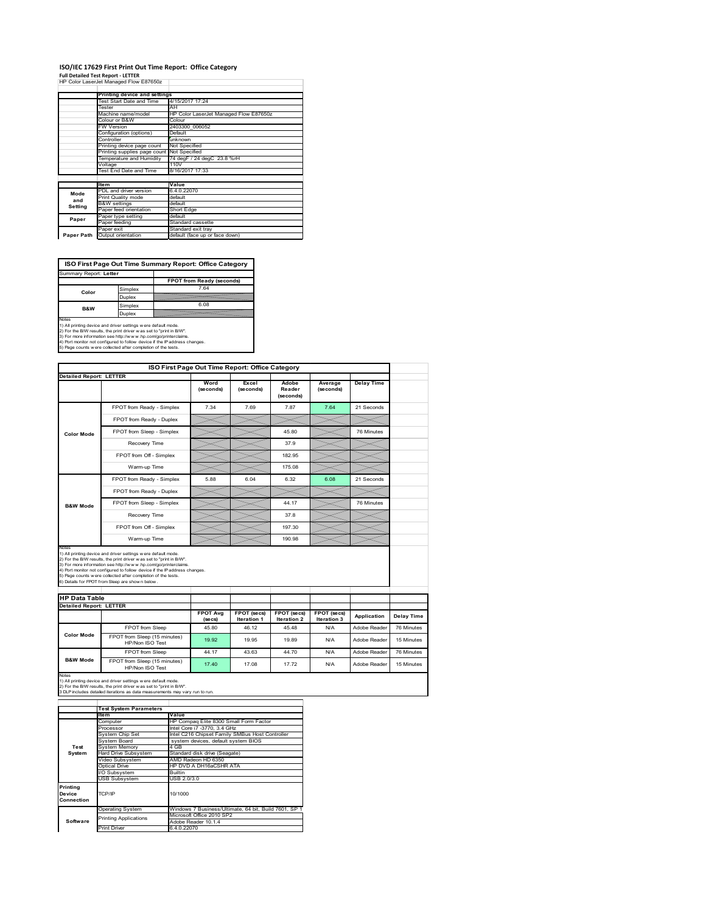# ISO/IEC 17629 First Print Out Time Report: Office Category

**Full Detailed Test Report - LETTER**

HP Color LaserJet Managed Flow E87650z

| | Printing device and settings | |
|---|---|---|
| | Test Start Date and Time | 4/15/2017 17:24 |
| | Tester | AH |
| | Machine name/model | HP Color LaserJet Managed Flow E87650z |
| | Colour or B&W | Colour |
| | FW Version | 2403300_006052 |
| | Configuration (options) | Default |
| | Controller | unknown |
| | Printing device page count | Not Specified |
| | Printing supplies page count | Not Specified |
| | Temperature and Humidity | 74 degF / 24 degC 23.8 %rH |
| | Voltage | 110V |
| | Test End Date and Time | 8/16/2017 17:33 |

| | Item | Value |
|---|---|---|
| Mode and Setting | PDL and driver version | 6.4.0.22070 |
| | Print Quality mode | default |
| | B&W settings | default |
| | Paper feed orientation | Short Edge |
| Paper | Paper type setting | default |
| | Paper feeding | Standard cassette |
| | Paper exit | Standard exit tray |
| Paper Path | Output orientation | default (face up or face down) |

## ISO First Page Out Time Summary Report: Office Category

Summary Report: **Letter**

| | | FPOT from Ready (seconds) |
|---|---|---|
| Color | Simplex | 7.64 |
| | Duplex | |
| B&W | Simplex | 6.08 |
| | Duplex | |

Notes
1) All printing device and driver settings were default mode.
2) For the B/W results, the print driver was set to "print in B/W".
3) For more information see http://www.hp.com/go/printerclaims.
4) Port monitor not configured to follow device if the IP address changes.
5) Page counts were collected after completion of the tests.

## ISO First Page Out Time Report: Office Category

**Detailed Report: LETTER**

| | | Word (seconds) | Excel (seconds) | Adobe Reader (seconds) | Average (seconds) | Delay Time |
|---|---|---|---|---|---|---|
| Color Mode | FPOT from Ready - Simplex | 7.34 | 7.69 | 7.87 | 7.64 | 21 Seconds |
| | FPOT from Ready - Duplex | | | | | |
| | FPOT from Sleep - Simplex | | | 45.80 | | 76 Minutes |
| | Recovery Time | | | 37.9 | | |
| | FPOT from Off - Simplex | | | 182.95 | | |
| | Warm-up Time | | | 175.08 | | |
| B&W Mode | FPOT from Ready - Simplex | 5.88 | 6.04 | 6.32 | 6.08 | 21 Seconds |
| | FPOT from Ready - Duplex | | | | | |
| | FPOT from Sleep - Simplex | | | 44.17 | | 76 Minutes |
| | Recovery Time | | | 37.8 | | |
| | FPOT from Off - Simplex | | | 197.30 | | |
| | Warm-up Time | | | 190.98 | | |

Notes
1) All printing device and driver settings were default mode.
2) For the B/W results, the print driver was set to "print in B/W".
3) For more information see http://www.hp.com/go/printerclaims.
4) Port monitor not configured to follow device if the IP address changes.
5) Page counts were collected after completion of the tests.
6) Details for FPOT from Sleep are shown below.

## HP Data Table

**Detailed Report: LETTER**

| | | FPOT Avg (secs) | FPOT (secs) Iteration 1 | FPOT (secs) Iteration 2 | FPOT (secs) Iteration 3 | Application | Delay Time |
|---|---|---|---|---|---|---|---|
| Color Mode | FPOT from Sleep | 45.80 | 46.12 | 45.48 | N/A | Adobe Reader | 76 Minutes |
| | FPOT from Sleep (15 minutes) HP/Non ISO Test | 19.92 | 19.95 | 19.89 | N/A | Adobe Reader | 15 Minutes |
| B&W Mode | FPOT from Sleep | 44.17 | 43.63 | 44.70 | N/A | Adobe Reader | 76 Minutes |
| | FPOT from Sleep (15 minutes) HP/Non ISO Test | 17.40 | 17.08 | 17.72 | N/A | Adobe Reader | 15 Minutes |

Notes
1) All printing device and driver settings were default mode.
2) For the B/W results, the print driver was set to "print in B/W".
3 DLP includes detailed iterations as data measurements may vary run to run.

| | Test System Parameters | |
|---|---|---|
| | Item | Value |
| Test System | Computer | HP Compaq Elite 8300 Small Form Factor |
| | Processor | Intel Core i7 -3770, 3.4 GHz |
| | System Chip Set | Intel C216 Chipset Family SMBus Host Controller |
| | System Board | system devices, default system BIOS |
| | System Memory | 4 GB |
| | Hard Drive Subsystem | Standard disk drive (Seagate) |
| | Video Subsystem | AMD Radeon HD 6350 |
| | Optical Drive | HP DVD A DH16aCSHR ATA |
| | I/O Subsystem | Builtin |
| | USB Subsystem | USB 2.0/3.0 |
| Printing Device Connection | TCP/IP | 10/1000 |
| Software | Operating System | Windows 7 Business/Ultimate, 64 bit, Build 7601, SP 1 |
| | Printing Applications | Microsoft Office 2010 SP2<br>Adobe Reader 10.1.4 |
| | Print Driver | 6.4.0.22070 |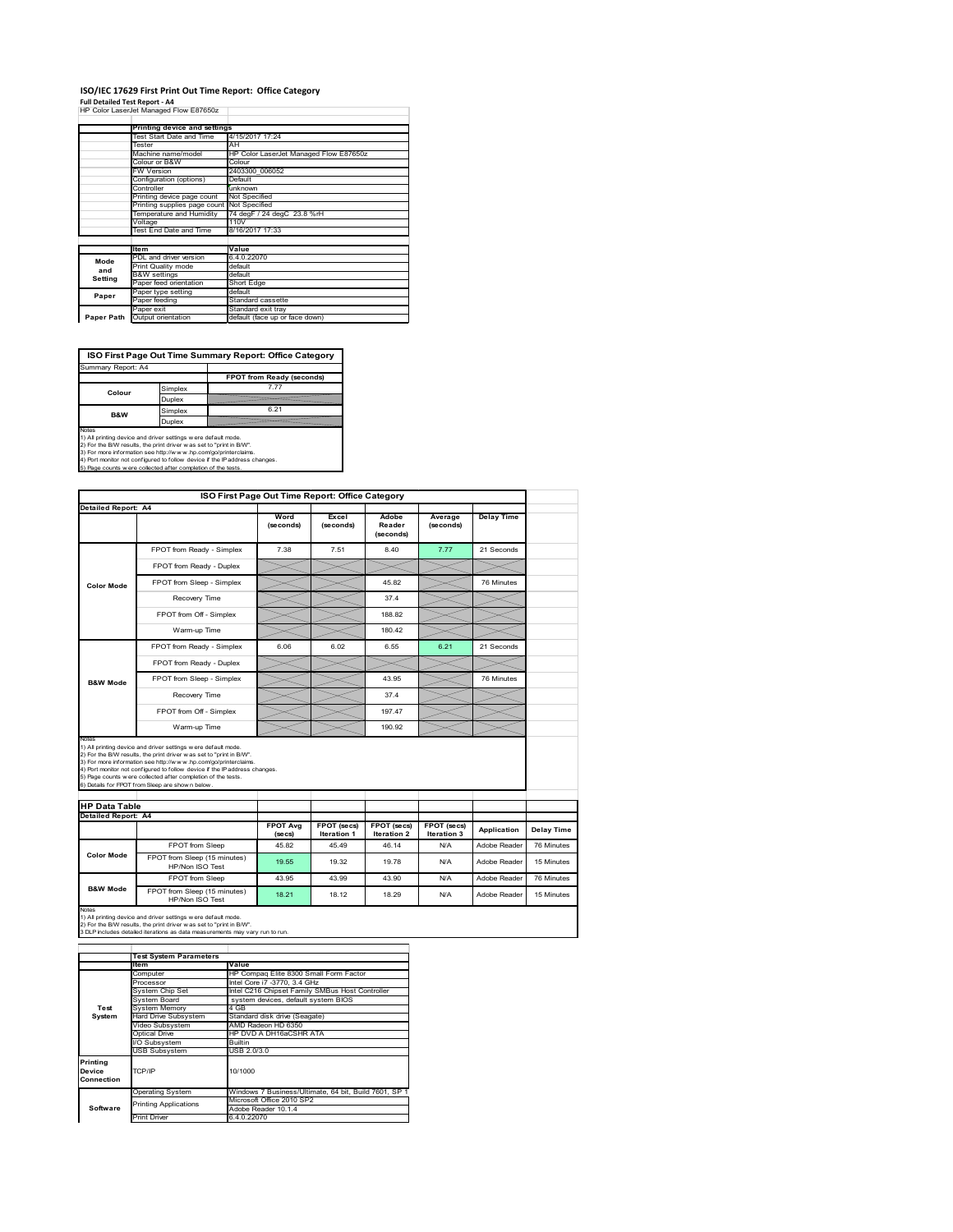# ISO/IEC 17629 First Print Out Time Report: Office Category

**Full Detailed Test Report - A4**

HP Color LaserJet Managed Flow E87650z

| | Printing device and settings | |
|---|---|---|
| | Test Start Date and Time | 4/15/2017 17:24 |
| | Tester | AH |
| | Machine name/model | HP Color LaserJet Managed Flow E87650z |
| | Colour or B&W | Colour |
| | FW Version | 2403300_006052 |
| | Configuration (options) | Default |
| | Controller | unknown |
| | Printing device page count | Not Specified |
| | Printing supplies page count | Not Specified |
| | Temperature and Humidity | 74 degF / 24 degC 23.8 %rH |
| | Voltage | 110V |
| | Test End Date and Time | 8/16/2017 17:33 |

| | Item | Value |
|---|---|---|
| Mode and Setting | PDL and driver version | 6.4.0.22070 |
| | Print Quality mode | default |
| | B&W settings | default |
| | Paper feed orientation | Short Edge |
| Paper | Paper type setting | default |
| | Paper feeding | Standard cassette |
| | Paper exit | Standard exit tray |
| Paper Path | Output orientation | default (face up or face down) |

## ISO First Page Out Time Summary Report: Office Category

Summary Report: A4

| | | FPOT from Ready (seconds) |
|---|---|---|
| Colour | Simplex | 7.77 |
| | Duplex | |
| B&W | Simplex | 6.21 |
| | Duplex | |

Notes
1) All printing device and driver settings were default mode.
2) For the B/W results, the print driver was set to "print in B/W".
3) For more information see http://www.hp.com/go/printerclaims.
4) Port monitor not configured to follow device if the IP address changes.
5) Page counts were collected after completion of the tests.

## ISO First Page Out Time Report: Office Category

Detailed Report: A4

| | | Word (seconds) | Excel (seconds) | Adobe Reader (seconds) | Average (seconds) | Delay Time |
|---|---|---|---|---|---|---|
| Color Mode | FPOT from Ready - Simplex | 7.38 | 7.51 | 8.40 | 7.77 | 21 Seconds |
| | FPOT from Ready - Duplex | | | | | |
| | FPOT from Sleep - Simplex | | | 45.82 | | 76 Minutes |
| | Recovery Time | | | 37.4 | | |
| | FPOT from Off - Simplex | | | 188.82 | | |
| | Warm-up Time | | | 180.42 | | |
| B&W Mode | FPOT from Ready - Simplex | 6.06 | 6.02 | 6.55 | 6.21 | 21 Seconds |
| | FPOT from Ready - Duplex | | | | | |
| | FPOT from Sleep - Simplex | | | 43.95 | | 76 Minutes |
| | Recovery Time | | | 37.4 | | |
| | FPOT from Off - Simplex | | | 197.47 | | |
| | Warm-up Time | | | 190.92 | | |

Notes
1) All printing device and driver settings were default mode.
2) For the B/W results, the print driver was set to "print in B/W".
3) For more information see http://www.hp.com/go/printerclaims.
4) Port monitor not configured to follow device if the IP address changes.
5) Page counts were collected after completion of the tests.
6) Details for FPOT from Sleep are shown below.

## HP Data Table

Detailed Report: A4

| | | FPOT Avg (secs) | FPOT (secs) Iteration 1 | FPOT (secs) Iteration 2 | FPOT (secs) Iteration 3 | Application | Delay Time |
|---|---|---|---|---|---|---|---|
| Color Mode | FPOT from Sleep | 45.82 | 45.49 | 46.14 | N/A | Adobe Reader | 76 Minutes |
| | FPOT from Sleep (15 minutes) HP/Non ISO Test | 19.55 | 19.32 | 19.78 | N/A | Adobe Reader | 15 Minutes |
| B&W Mode | FPOT from Sleep | 43.95 | 43.99 | 43.90 | N/A | Adobe Reader | 76 Minutes |
| | FPOT from Sleep (15 minutes) HP/Non ISO Test | 18.21 | 18.12 | 18.29 | N/A | Adobe Reader | 15 Minutes |

Notes
1) All printing device and driver settings were default mode.
2) For the B/W results, the print driver was set to "print in B/W".
3 DLP includes detailed iterations as data measurements may vary run to run.

| | Test System Parameters | |
|---|---|---|
| | Item | Value |
| Test System | Computer | HP Compaq Elite 8300 Small Form Factor |
| | Processor | Intel Core i7 -3770, 3.4 GHz |
| | System Chip Set | Intel C216 Chipset Family SMBus Host Controller |
| | System Board | system devices, default system BIOS |
| | System Memory | 4 GB |
| | Hard Drive Subsystem | Standard disk drive (Seagate) |
| | Video Subsystem | AMD Radeon HD 6350 |
| | Optical Drive | HP DVD A DH16aCSHR ATA |
| | I/O Subsystem | Builtin |
| | USB Subsystem | USB 2.0/3.0 |
| Printing Device Connection | TCP/IP | 10/1000 |
| Software | Operating System | Windows 7 Business/Ultimate, 64 bit, Build 7601, SP 1 |
| | Printing Applications | Microsoft Office 2010 SP2<br>Adobe Reader 10.1.4 |
| | Print Driver | 6.4.0.22070 |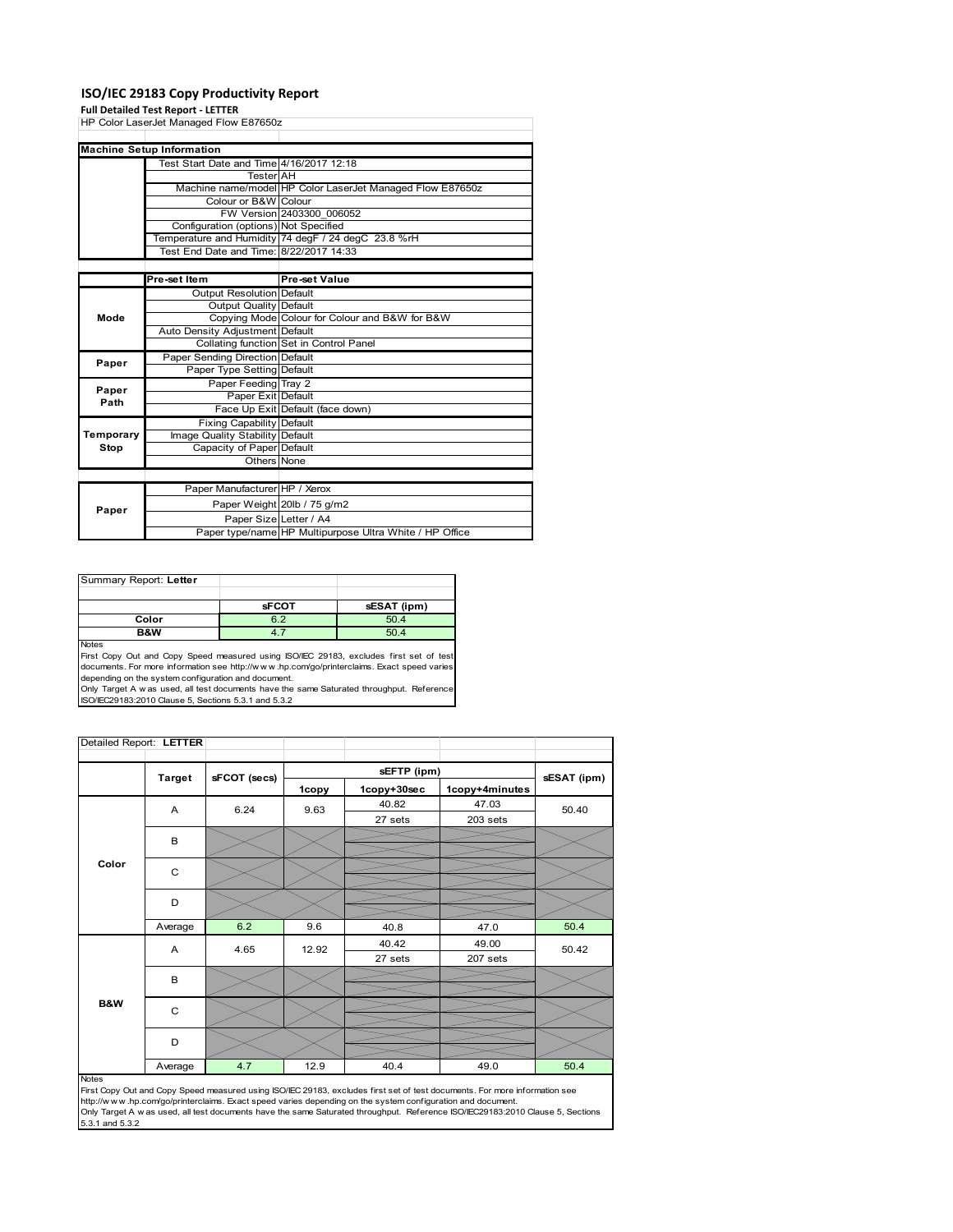# ISO/IEC 29183 Copy Productivity Report

**Full Detailed Test Report - LETTER**

HP Color LaserJet Managed Flow E87650z

| Machine Setup Information | | |
|---|---|---|
| | Test Start Date and Time | 4/16/2017 12:18 |
| | Tester | AH |
| | Machine name/model | HP Color LaserJet Managed Flow E87650z |
| | Colour or B&W | Colour |
| | FW Version | 2403300_006052 |
| | Configuration (options) | Not Specified |
| | Temperature and Humidity | 74 degF / 24 degC 23.8 %rH |
| | Test End Date and Time: | 8/22/2017 14:33 |

| | Pre-set Item | Pre-set Value |
|---|---|---|
| Mode | Output Resolution | Default |
| | Output Quality | Default |
| | Copying Mode | Colour for Colour and B&W for B&W |
| | Auto Density Adjustment | Default |
| | Collating function | Set in Control Panel |
| Paper | Paper Sending Direction | Default |
| | Paper Type Setting | Default |
| Paper Path | Paper Feeding | Tray 2 |
| | Paper Exit | Default |
| | Face Up Exit | Default (face down) |
| Temporary Stop | Fixing Capability | Default |
| | Image Quality Stability | Default |
| | Capacity of Paper | Default |
| | Others | None |
| Paper | Paper Manufacturer | HP / Xerox |
| | Paper Weight | 20lb / 75 g/m2 |
| | Paper Size | Letter / A4 |
| | Paper type/name | HP Multipurpose Ultra White / HP Office |

| Summary Report: **Letter** | | |
|---|---|---|
| | **sFCOT** | **sESAT (ipm)** |
| **Color** | 6.2 | 50.4 |
| **B&W** | 4.7 | 50.4 |

Notes

First Copy Out and Copy Speed measured using ISO/IEC 29183, excludes first set of test documents. For more information see http://www.hp.com/go/printerclaims. Exact speed varies depending on the system configuration and document.

Only Target A was used, all test documents have the same Saturated throughput. Reference ISO/IEC29183:2010 Clause 5, Sections 5.3.1 and 5.3.2

Detailed Report: **LETTER**

| | Target | sFCOT (secs) | sEFTP (ipm) 1copy | sEFTP (ipm) 1copy+30sec | sEFTP (ipm) 1copy+4minutes | sESAT (ipm) |
|---|---|---|---|---|---|---|
| Color | A | 6.24 | 9.63 | 40.82 / 27 sets | 47.03 / 203 sets | 50.40 |
| | B | | | | | |
| | C | | | | | |
| | D | | | | | |
| | Average | 6.2 | 9.6 | 40.8 | 47.0 | 50.4 |
| B&W | A | 4.65 | 12.92 | 40.42 / 27 sets | 49.00 / 207 sets | 50.42 |
| | B | | | | | |
| | C | | | | | |
| | D | | | | | |
| | Average | 4.7 | 12.9 | 40.4 | 49.0 | 50.4 |

Notes

First Copy Out and Copy Speed measured using ISO/IEC 29183, excludes first set of test documents. For more information see http://www.hp.com/go/printerclaims. Exact speed varies depending on the system configuration and document.

Only Target A was used, all test documents have the same Saturated throughput. Reference ISO/IEC29183:2010 Clause 5, Sections 5.3.1 and 5.3.2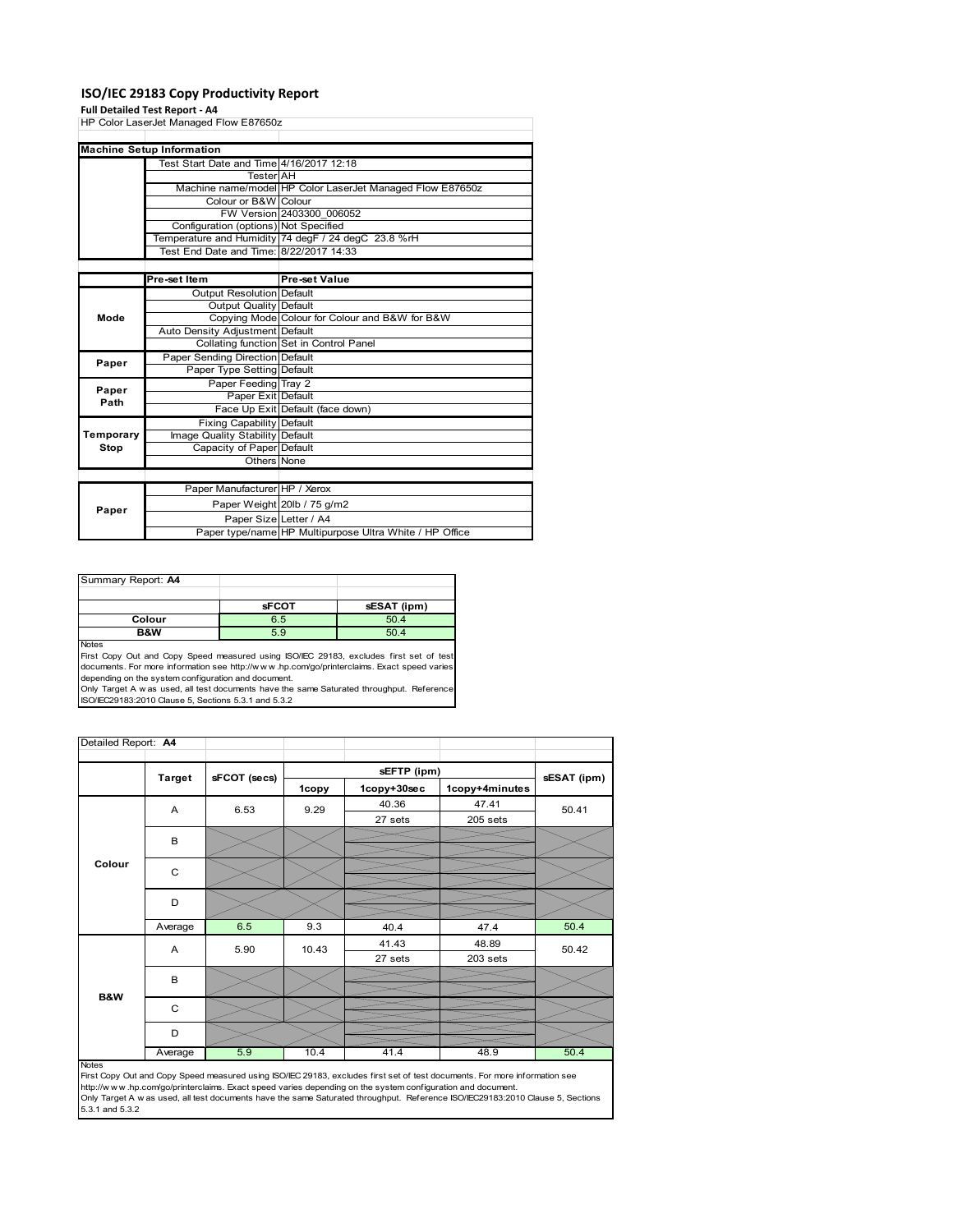# ISO/IEC 29183 Copy Productivity Report

**Full Detailed Test Report - A4**

HP Color LaserJet Managed Flow E87650z

| Machine Setup Information | | |
|---|---|---|
| | Test Start Date and Time | 4/16/2017 12:18 |
| | Tester | AH |
| | Machine name/model | HP Color LaserJet Managed Flow E87650z |
| | Colour or B&W | Colour |
| | FW Version | 2403300_006052 |
| | Configuration (options) | Not Specified |
| | Temperature and Humidity | 74 degF / 24 degC 23.8 %rH |
| | Test End Date and Time: | 8/22/2017 14:33 |

| | Pre-set Item | Pre-set Value |
|---|---|---|
| Mode | Output Resolution | Default |
| | Output Quality | Default |
| | Copying Mode | Colour for Colour and B&W for B&W |
| | Auto Density Adjustment | Default |
| | Collating function | Set in Control Panel |
| Paper | Paper Sending Direction | Default |
| | Paper Type Setting | Default |
| Paper Path | Paper Feeding | Tray 2 |
| | Paper Exit | Default |
| | Face Up Exit | Default (face down) |
| Temporary Stop | Fixing Capability | Default |
| | Image Quality Stability | Default |
| | Capacity of Paper | Default |
| | Others | None |

| | | |
|---|---|---|
| Paper | Paper Manufacturer | HP / Xerox |
| | Paper Weight | 20lb / 75 g/m2 |
| | Paper Size | Letter / A4 |
| | Paper type/name | HP Multipurpose Ultra White / HP Office |

| Summary Report: **A4** | sFCOT | sESAT (ipm) |
|---|---|---|
| **Colour** | 6.5 | 50.4 |
| **B&W** | 5.9 | 50.4 |

Notes
First Copy Out and Copy Speed measured using ISO/IEC 29183, excludes first set of test documents. For more information see http://www.hp.com/go/printerclaims. Exact speed varies depending on the system configuration and document.
Only Target A was used, all test documents have the same Saturated throughput. Reference ISO/IEC29183:2010 Clause 5, Sections 5.3.1 and 5.3.2

Detailed Report: **A4**

| | Target | sFCOT (secs) | sEFTP (ipm) 1copy | sEFTP (ipm) 1copy+30sec | sEFTP (ipm) 1copy+4minutes | sESAT (ipm) |
|---|---|---|---|---|---|---|
| Colour | A | 6.53 | 9.29 | 40.36<br>27 sets | 47.41<br>205 sets | 50.41 |
| | B | | | | | |
| | C | | | | | |
| | D | | | | | |
| | Average | 6.5 | 9.3 | 40.4 | 47.4 | 50.4 |
| B&W | A | 5.90 | 10.43 | 41.43<br>27 sets | 48.89<br>203 sets | 50.42 |
| | B | | | | | |
| | C | | | | | |
| | D | | | | | |
| | Average | 5.9 | 10.4 | 41.4 | 48.9 | 50.4 |

Notes
First Copy Out and Copy Speed measured using ISO/IEC 29183, excludes first set of test documents. For more information see http://www.hp.com/go/printerclaims. Exact speed varies depending on the system configuration and document.
Only Target A was used, all test documents have the same Saturated throughput. Reference ISO/IEC29183:2010 Clause 5, Sections 5.3.1 and 5.3.2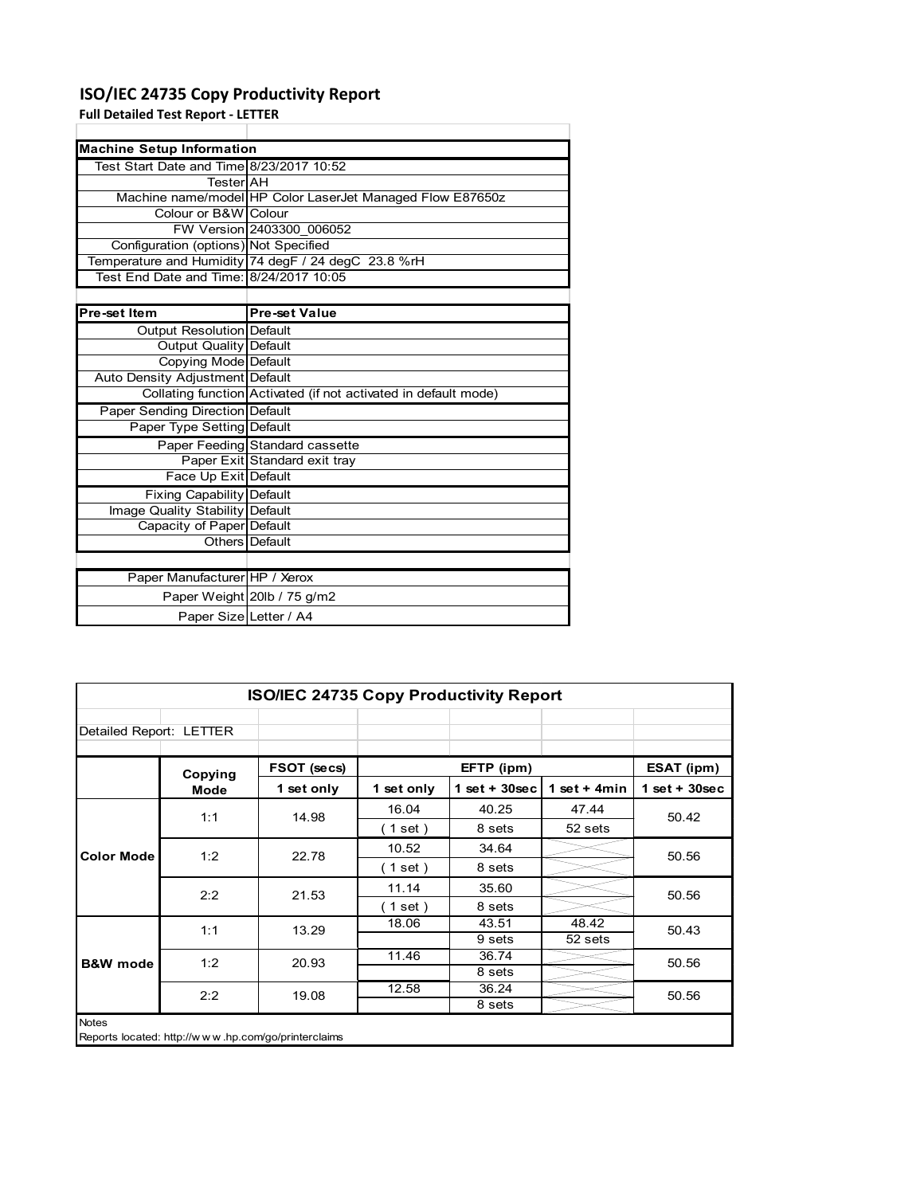# ISO/IEC 24735 Copy Productivity Report

**Full Detailed Test Report - LETTER**

| Machine Setup Information | |
|---|---|
| Test Start Date and Time | 8/23/2017 10:52 |
| Tester | AH |
| Machine name/model | HP Color LaserJet Managed Flow E87650z |
| Colour or B&W | Colour |
| FW Version | 2403300_006052 |
| Configuration (options) | Not Specified |
| Temperature and Humidity | 74 degF / 24 degC 23.8 %rH |
| Test End Date and Time: | 8/24/2017 10:05 |

| Pre-set Item | Pre-set Value |
|---|---|
| Output Resolution | Default |
| Output Quality | Default |
| Copying Mode | Default |
| Auto Density Adjustment | Default |
| Collating function | Activated (if not activated in default mode) |
| Paper Sending Direction | Default |
| Paper Type Setting | Default |
| Paper Feeding | Standard cassette |
| Paper Exit | Standard exit tray |
| Face Up Exit | Default |
| Fixing Capability | Default |
| Image Quality Stability | Default |
| Capacity of Paper | Default |
| Others | Default |

| | |
|---|---|
| Paper Manufacturer | HP / Xerox |
| Paper Weight | 20lb / 75 g/m2 |
| Paper Size | Letter / A4 |

## ISO/IEC 24735 Copy Productivity Report

Detailed Report: LETTER

| | Copying Mode | FSOT (secs) | EFTP (ipm) | | | ESAT (ipm) |
|---|---|---|---|---|---|---|
| | | 1 set only | 1 set only | 1 set + 30sec | 1 set + 4min | 1 set + 30sec |
| Color Mode | 1:1 | 14.98 | 16.04 | 40.25 | 47.44 | 50.42 |
| | | | ( 1 set ) | 8 sets | 52 sets | |
| | 1:2 | 22.78 | 10.52 | 34.64 | | 50.56 |
| | | | ( 1 set ) | 8 sets | | |
| | 2:2 | 21.53 | 11.14 | 35.60 | | 50.56 |
| | | | ( 1 set ) | 8 sets | | |
| B&W mode | 1:1 | 13.29 | 18.06 | 43.51 | 48.42 | 50.43 |
| | | | | 9 sets | 52 sets | |
| | 1:2 | 20.93 | 11.46 | 36.74 | | 50.56 |
| | | | | 8 sets | | |
| | 2:2 | 19.08 | 12.58 | 36.24 | | 50.56 |
| | | | | 8 sets | | |

Notes

Reports located: http://www.hp.com/go/printerclaims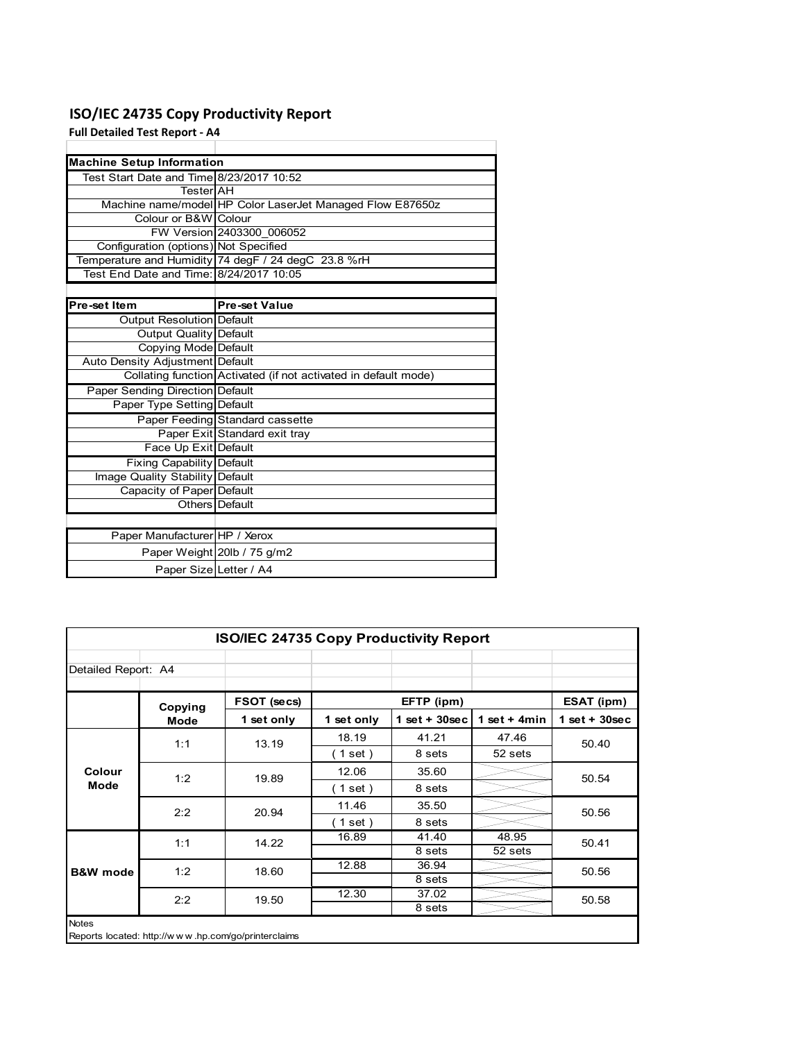# ISO/IEC 24735 Copy Productivity Report

**Full Detailed Test Report - A4**

| Machine Setup Information | |
|---|---|
| Test Start Date and Time | 8/23/2017 10:52 |
| Tester | AH |
| Machine name/model | HP Color LaserJet Managed Flow E87650z |
| Colour or B&W | Colour |
| FW Version | 2403300_006052 |
| Configuration (options) | Not Specified |
| Temperature and Humidity | 74 degF / 24 degC 23.8 %rH |
| Test End Date and Time: | 8/24/2017 10:05 |

| Pre-set Item | Pre-set Value |
|---|---|
| Output Resolution | Default |
| Output Quality | Default |
| Copying Mode | Default |
| Auto Density Adjustment | Default |
| Collating function | Activated (if not activated in default mode) |
| Paper Sending Direction | Default |
| Paper Type Setting | Default |
| Paper Feeding | Standard cassette |
| Paper Exit | Standard exit tray |
| Face Up Exit | Default |
| Fixing Capability | Default |
| Image Quality Stability | Default |
| Capacity of Paper | Default |
| Others | Default |

| | |
|---|---|
| Paper Manufacturer | HP / Xerox |
| Paper Weight | 20lb / 75 g/m2 |
| Paper Size | Letter / A4 |

**ISO/IEC 24735 Copy Productivity Report**

Detailed Report: A4

| | Copying Mode | FSOT (secs) | EFTP (ipm) | | | ESAT (ipm) |
|---|---|---|---|---|---|---|
| | | 1 set only | 1 set only | 1 set + 30sec | 1 set + 4min | 1 set + 30sec |
| Colour Mode | 1:1 | 13.19 | 18.19 | 41.21 | 47.46 | 50.40 |
| | | | ( 1 set ) | 8 sets | 52 sets | |
| | 1:2 | 19.89 | 12.06 | 35.60 | | 50.54 |
| | | | ( 1 set ) | 8 sets | | |
| | 2:2 | 20.94 | 11.46 | 35.50 | | 50.56 |
| | | | ( 1 set ) | 8 sets | | |
| B&W mode | 1:1 | 14.22 | 16.89 | 41.40 | 48.95 | 50.41 |
| | | | | 8 sets | 52 sets | |
| | 1:2 | 18.60 | 12.88 | 36.94 | | 50.56 |
| | | | | 8 sets | | |
| | 2:2 | 19.50 | 12.30 | 37.02 | | 50.58 |
| | | | | 8 sets | | |

Notes

Reports located: http://w w w .hp.com/go/printerclaims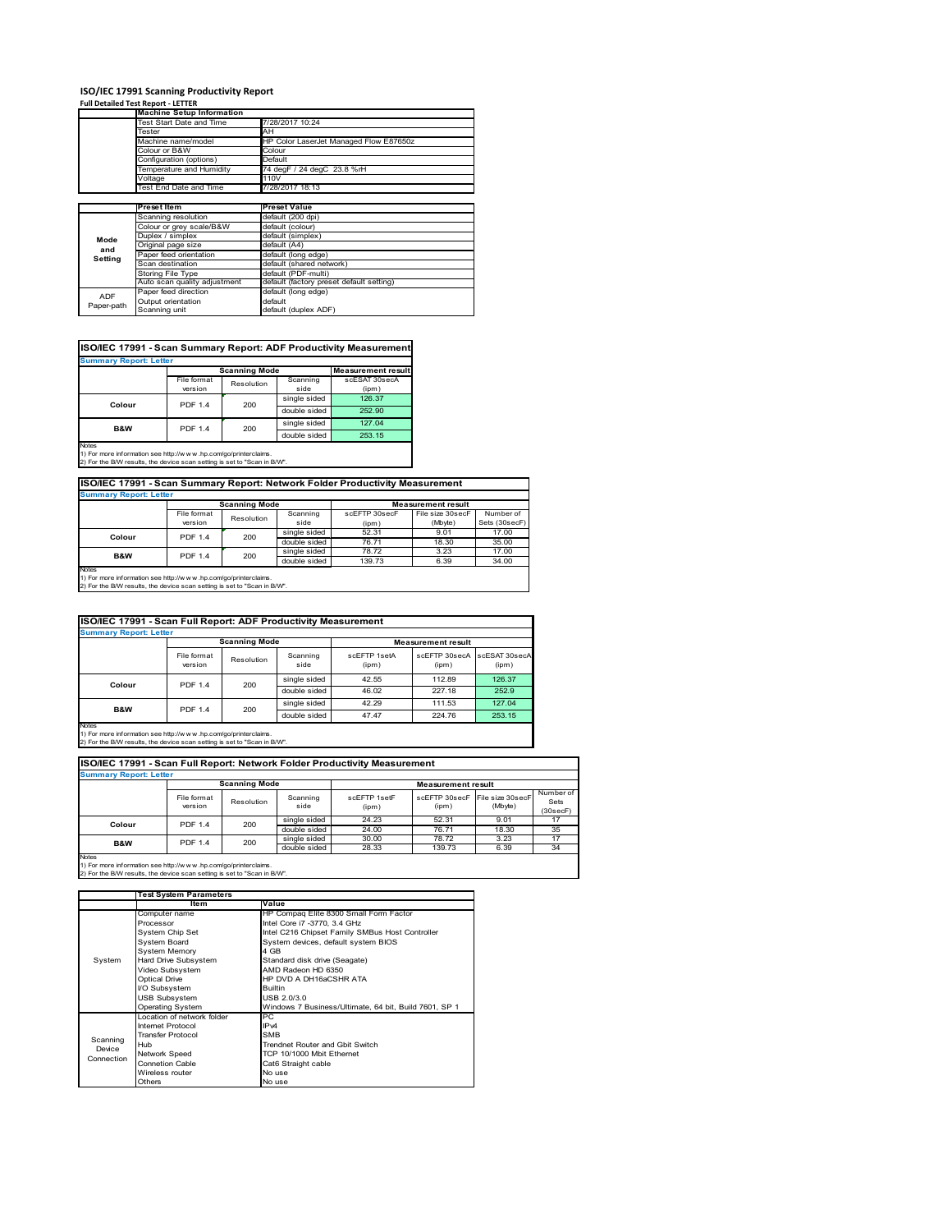# ISO/IEC 17991 Scanning Productivity Report

**Full Detailed Test Report - LETTER**

| | Machine Setup Information | |
|---|---|---|
| | Test Start Date and Time | 7/28/2017 10:24 |
| | Tester | AH |
| | Machine name/model | HP Color LaserJet Managed Flow E87650z |
| | Colour or B&W | Colour |
| | Configuration (options) | Default |
| | Temperature and Humidity | 74 degF / 24 degC 23.8 %rH |
| | Voltage | 110V |
| | Test End Date and Time | 7/28/2017 18:13 |

| | Preset Item | Preset Value |
|---|---|---|
| Mode and Setting | Scanning resolution | default (200 dpi) |
| | Colour or grey scale/B&W | default (colour) |
| | Duplex / simplex | default (simplex) |
| | Original page size | default (A4) |
| | Paper feed orientation | default (long edge) |
| | Scan destination | default (shared network) |
| | Storing File Type | default (PDF-multi) |
| | Auto scan quality adjustment | default (factory preset default setting) |
| ADF Paper-path | Paper feed direction | default (long edge) |
| | Output orientation | default |
| | Scanning unit | default (duplex ADF) |

## ISO/IEC 17991 - Scan Summary Report: ADF Productivity Measurement

**Summary Report: Letter**

| | Scanning Mode | | | Measurement result |
|---|---|---|---|---|
| | File format version | Resolution | Scanning side | scESAT 30secA (ipm) |
| Colour | PDF 1.4 | 200 | single sided | 126.37 |
| | | | double sided | 252.90 |
| B&W | PDF 1.4 | 200 | single sided | 127.04 |
| | | | double sided | 253.15 |

Notes
1) For more information see http://www.hp.com/go/printerclaims.
2) For the B/W results, the device scan setting is set to "Scan in B/W".

## ISO/IEC 17991 - Scan Summary Report: Network Folder Productivity Measurement

**Summary Report: Letter**

| | Scanning Mode | | | Measurement result | | |
|---|---|---|---|---|---|---|
| | File format version | Resolution | Scanning side | scEFTP 30secF (ipm) | File size 30secF (Mbyte) | Number of Sets (30secF) |
| Colour | PDF 1.4 | 200 | single sided | 52.31 | 9.01 | 17.00 |
| | | | double sided | 76.71 | 18.30 | 35.00 |
| B&W | PDF 1.4 | 200 | single sided | 78.72 | 3.23 | 17.00 |
| | | | double sided | 139.73 | 6.39 | 34.00 |

Notes
1) For more information see http://www.hp.com/go/printerclaims.
2) For the B/W results, the device scan setting is set to "Scan in B/W".

## ISO/IEC 17991 - Scan Full Report: ADF Productivity Measurement

**Summary Report: Letter**

| | Scanning Mode | | | Measurement result | | |
|---|---|---|---|---|---|---|
| | File format version | Resolution | Scanning side | scEFTP 1setA (ipm) | scEFTP 30secA (ipm) | scESAT 30secA (ipm) |
| Colour | PDF 1.4 | 200 | single sided | 42.55 | 112.89 | 126.37 |
| | | | double sided | 46.02 | 227.18 | 252.9 |
| B&W | PDF 1.4 | 200 | single sided | 42.29 | 111.53 | 127.04 |
| | | | double sided | 47.47 | 224.76 | 253.15 |

Notes
1) For more information see http://www.hp.com/go/printerclaims.
2) For the B/W results, the device scan setting is set to "Scan in B/W".

## ISO/IEC 17991 - Scan Full Report: Network Folder Productivity Measurement

**Summary Report: Letter**

| | Scanning Mode | | | Measurement result | | | |
|---|---|---|---|---|---|---|---|
| | File format version | Resolution | Scanning side | scEFTP 1setF (ipm) | scEFTP 30secF (ipm) | File size 30secF (Mbyte) | Number of Sets (30secF) |
| Colour | PDF 1.4 | 200 | single sided | 24.23 | 52.31 | 9.01 | 17 |
| | | | double sided | 24.00 | 76.71 | 18.30 | 35 |
| B&W | PDF 1.4 | 200 | single sided | 30.00 | 78.72 | 3.23 | 17 |
| | | | double sided | 28.33 | 139.73 | 6.39 | 34 |

Notes
1) For more information see http://www.hp.com/go/printerclaims.
2) For the B/W results, the device scan setting is set to "Scan in B/W".

| | Test System Parameters | |
|---|---|---|
| | Item | Value |
| System | Computer name | HP Compaq Elite 8300 Small Form Factor |
| | Processor | Intel Core i7 -3770, 3.4 GHz |
| | System Chip Set | Intel C216 Chipset Family SMBus Host Controller |
| | System Board | System devices, default system BIOS |
| | System Memory | 4 GB |
| | Hard Drive Subsystem | Standard disk drive (Seagate) |
| | Video Subsystem | AMD Radeon HD 6350 |
| | Optical Drive | HP DVD A DH16aCSHR ATA |
| | I/O Subsystem | Builtin |
| | USB Subsystem | USB 2.0/3.0 |
| | Operating System | Windows 7 Business/Ultimate, 64 bit, Build 7601, SP 1 |
| Scanning Device Connection | Location of network folder | PC |
| | Internet Protocol | IPv4 |
| | Transfer Protocol | SMB |
| | Hub | Trendnet Router and Gbit Switch |
| | Network Speed | TCP 10/1000 Mbit Ethernet |
| | Connetion Cable | Cat6 Straight cable |
| | Wireless router | No use |
| | Others | No use |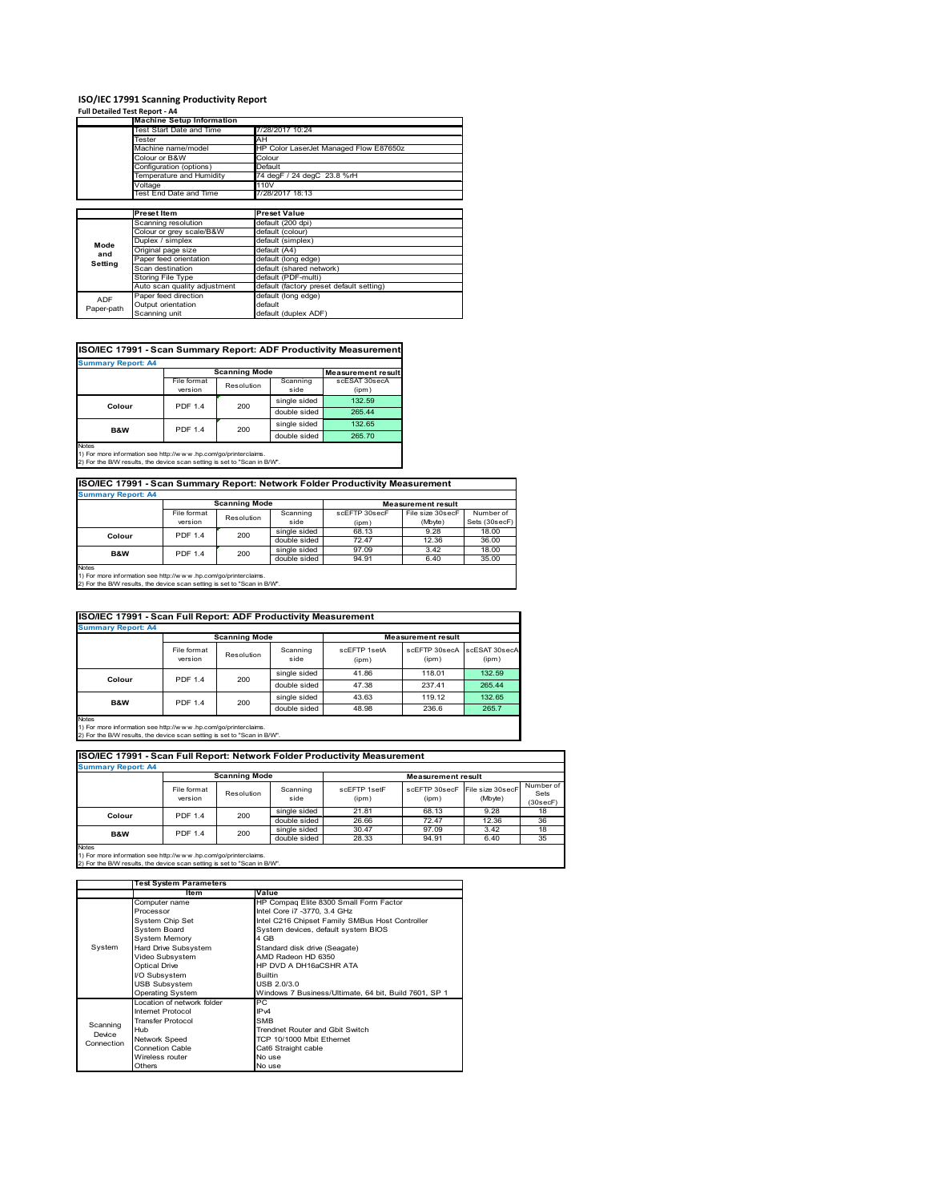# ISO/IEC 17991 Scanning Productivity Report

**Full Detailed Test Report - A4**

| | Machine Setup Information | |
|---|---|---|
| | Test Start Date and Time | 7/28/2017 10:24 |
| | Tester | AH |
| | Machine name/model | HP Color LaserJet Managed Flow E87650z |
| | Colour or B&W | Colour |
| | Configuration (options) | Default |
| | Temperature and Humidity | 74 degF / 24 degC 23.8 %rH |
| | Voltage | 110V |
| | Test End Date and Time | 7/28/2017 18:13 |

| | Preset Item | Preset Value |
|---|---|---|
| Mode and Setting | Scanning resolution | default (200 dpi) |
| | Colour or grey scale/B&W | default (colour) |
| | Duplex / simplex | default (simplex) |
| | Original page size | default (A4) |
| | Paper feed orientation | default (long edge) |
| | Scan destination | default (shared network) |
| | Storing File Type | default (PDF-multi) |
| | Auto scan quality adjustment | default (factory preset default setting) |
| ADF Paper-path | Paper feed direction | default (long edge) |
| | Output orientation | default |
| | Scanning unit | default (duplex ADF) |

## ISO/IEC 17991 - Scan Summary Report: ADF Productivity Measurement

**Summary Report: A4**

| | Scanning Mode | | | Measurement result |
|---|---|---|---|---|
| | File format version | Resolution | Scanning side | scESAT 30secA (ipm) |
| Colour | PDF 1.4 | 200 | single sided | 132.59 |
| | | | double sided | 265.44 |
| B&W | PDF 1.4 | 200 | single sided | 132.65 |
| | | | double sided | 265.70 |

Notes
1) For more information see http://w w w .hp.com/go/printerclaims.
2) For the B/W results, the device scan setting is set to "Scan in B/W".

## ISO/IEC 17991 - Scan Summary Report: Network Folder Productivity Measurement

**Summary Report: A4**

| | Scanning Mode | | | Measurement result | | |
|---|---|---|---|---|---|---|
| | File format version | Resolution | Scanning side | scEFTP 30secF (ipm) | File size 30secF (Mbyte) | Number of Sets (30secF) |
| Colour | PDF 1.4 | 200 | single sided | 68.13 | 9.28 | 18.00 |
| | | | double sided | 72.47 | 12.36 | 36.00 |
| B&W | PDF 1.4 | 200 | single sided | 97.09 | 3.42 | 18.00 |
| | | | double sided | 94.91 | 6.40 | 35.00 |

Notes
1) For more information see http://w w w .hp.com/go/printerclaims.
2) For the B/W results, the device scan setting is set to "Scan in B/W".

## ISO/IEC 17991 - Scan Full Report: ADF Productivity Measurement

**Summary Report: A4**

| | Scanning Mode | | | Measurement result | | |
|---|---|---|---|---|---|---|
| | File format version | Resolution | Scanning side | scEFTP 1setA (ipm) | scEFTP 30secA (ipm) | scESAT 30secA (ipm) |
| Colour | PDF 1.4 | 200 | single sided | 41.86 | 118.01 | 132.59 |
| | | | double sided | 47.38 | 237.41 | 265.44 |
| B&W | PDF 1.4 | 200 | single sided | 43.63 | 119.12 | 132.65 |
| | | | double sided | 48.98 | 236.6 | 265.7 |

Notes
1) For more information see http://w w w .hp.com/go/printerclaims.
2) For the B/W results, the device scan setting is set to "Scan in B/W".

## ISO/IEC 17991 - Scan Full Report: Network Folder Productivity Measurement

**Summary Report: A4**

| | Scanning Mode | | | Measurement result | | | |
|---|---|---|---|---|---|---|---|
| | File format version | Resolution | Scanning side | scEFTP 1setF (ipm) | scEFTP 30secF (ipm) | File size 30secF (Mbyte) | Number of Sets (30secF) |
| Colour | PDF 1.4 | 200 | single sided | 21.81 | 68.13 | 9.28 | 18 |
| | | | double sided | 26.66 | 72.47 | 12.36 | 36 |
| B&W | PDF 1.4 | 200 | single sided | 30.47 | 97.09 | 3.42 | 18 |
| | | | double sided | 28.33 | 94.91 | 6.40 | 35 |

Notes
1) For more information see http://w w w .hp.com/go/printerclaims.
2) For the B/W results, the device scan setting is set to "Scan in B/W".

| | Test System Parameters | |
|---|---|---|
| | Item | Value |
| System | Computer name | HP Compaq Elite 8300 Small Form Factor |
| | Processor | Intel Core i7 -3770, 3.4 GHz |
| | System Chip Set | Intel C216 Chipset Family SMBus Host Controller |
| | System Board | System devices, default system BIOS |
| | System Memory | 4 GB |
| | Hard Drive Subsystem | Standard disk drive (Seagate) |
| | Video Subsystem | AMD Radeon HD 6350 |
| | Optical Drive | HP DVD A DH16aCSHR ATA |
| | I/O Subsystem | Builtin |
| | USB Subsystem | USB 2.0/3.0 |
| | Operating System | Windows 7 Business/Ultimate, 64 bit, Build 7601, SP 1 |
| Scanning Device Connection | Location of network folder | PC |
| | Internet Protocol | IPv4 |
| | Transfer Protocol | SMB |
| | Hub | Trendnet Router and Gbit Switch |
| | Network Speed | TCP 10/1000 Mbit Ethernet |
| | Connetion Cable | Cat6 Straight cable |
| | Wireless router | No use |
| | Others | No use |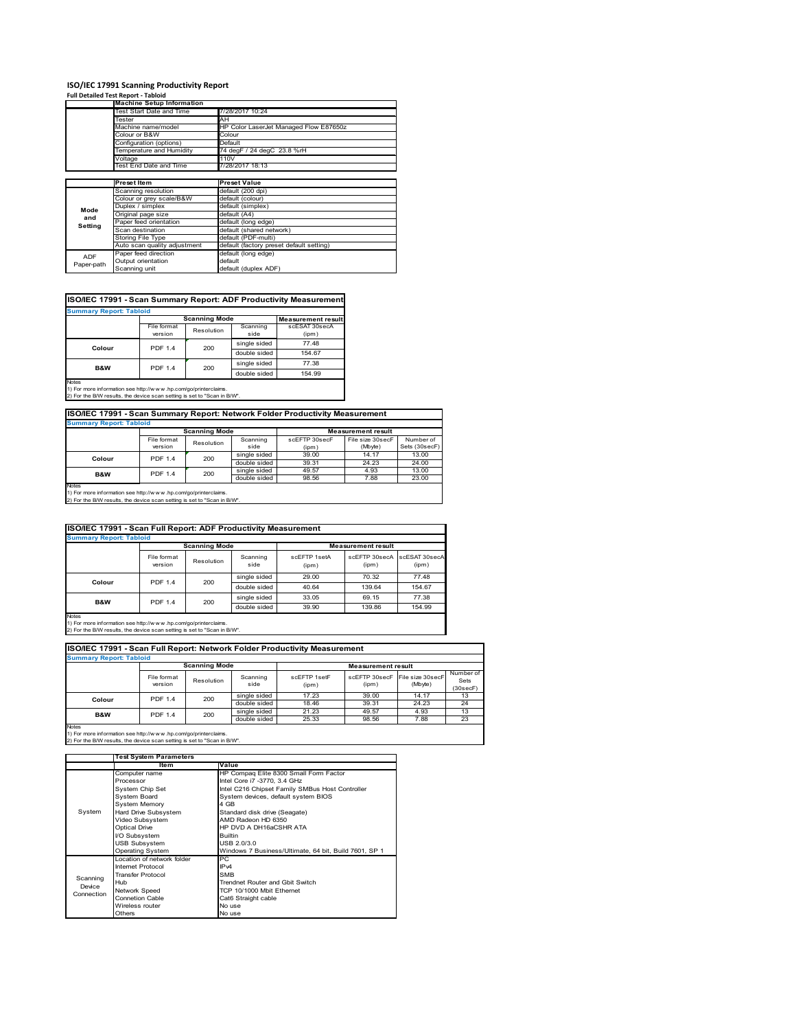# ISO/IEC 17991 Scanning Productivity Report

**Full Detailed Test Report - Tabloid**

| | Machine Setup Information | |
|---|---|---|
| | Test Start Date and Time | 7/28/2017 10:24 |
| | Tester | AH |
| | Machine name/model | HP Color LaserJet Managed Flow E87650z |
| | Colour or B&W | Colour |
| | Configuration (options) | Default |
| | Temperature and Humidity | 74 degF / 24 degC 23.8 %rH |
| | Voltage | 110V |
| | Test End Date and Time | 7/28/2017 18:13 |

| | Preset Item | Preset Value |
|---|---|---|
| Mode and Setting | Scanning resolution | default (200 dpi) |
| | Colour or grey scale/B&W | default (colour) |
| | Duplex / simplex | default (simplex) |
| | Original page size | default (A4) |
| | Paper feed orientation | default (long edge) |
| | Scan destination | default (shared network) |
| | Storing File Type | default (PDF-multi) |
| | Auto scan quality adjustment | default (factory preset default setting) |
| ADF Paper-path | Paper feed direction | default (long edge) |
| | Output orientation | default |
| | Scanning unit | default (duplex ADF) |

## ISO/IEC 17991 - Scan Summary Report: ADF Productivity Measurement

**Summary Report: Tabloid**

| | Scanning Mode | | | Measurement result |
|---|---|---|---|---|
| | File format version | Resolution | Scanning side | scESAT 30secA (ipm) |
| Colour | PDF 1.4 | 200 | single sided | 77.48 |
| | | | double sided | 154.67 |
| B&W | PDF 1.4 | 200 | single sided | 77.38 |
| | | | double sided | 154.99 |

Notes
1) For more information see http://w w w .hp.com/go/printerclaims.
2) For the B/W results, the device scan setting is set to "Scan in B/W".

## ISO/IEC 17991 - Scan Summary Report: Network Folder Productivity Measurement

**Summary Report: Tabloid**

| | Scanning Mode | | | Measurement result | | |
|---|---|---|---|---|---|---|
| | File format version | Resolution | Scanning side | scEFTP 30secF (ipm) | File size 30secF (Mbyte) | Number of Sets (30secF) |
| Colour | PDF 1.4 | 200 | single sided | 39.00 | 14.17 | 13.00 |
| | | | double sided | 39.31 | 24.23 | 24.00 |
| B&W | PDF 1.4 | 200 | single sided | 49.57 | 4.93 | 13.00 |
| | | | double sided | 98.56 | 7.88 | 23.00 |

Notes
1) For more information see http://w w w .hp.com/go/printerclaims.
2) For the B/W results, the device scan setting is set to "Scan in B/W".

## ISO/IEC 17991 - Scan Full Report: ADF Productivity Measurement

**Summary Report: Tabloid**

| | Scanning Mode | | | Measurement result | | |
|---|---|---|---|---|---|---|
| | File format version | Resolution | Scanning side | scEFTP 1setA (ipm) | scEFTP 30secA (ipm) | scESAT 30secA (ipm) |
| Colour | PDF 1.4 | 200 | single sided | 29.00 | 70.32 | 77.48 |
| | | | double sided | 40.64 | 139.64 | 154.67 |
| B&W | PDF 1.4 | 200 | single sided | 33.05 | 69.15 | 77.38 |
| | | | double sided | 39.90 | 139.86 | 154.99 |

Notes
1) For more information see http://w w w .hp.com/go/printerclaims.
2) For the B/W results, the device scan setting is set to "Scan in B/W".

## ISO/IEC 17991 - Scan Full Report: Network Folder Productivity Measurement

**Summary Report: Tabloid**

| | Scanning Mode | | | Measurement result | | | |
|---|---|---|---|---|---|---|---|
| | File format version | Resolution | Scanning side | scEFTP 1setF (ipm) | scEFTP 30secF (ipm) | File size 30secF (Mbyte) | Number of Sets (30secF) |
| Colour | PDF 1.4 | 200 | single sided | 17.23 | 39.00 | 14.17 | 13 |
| | | | double sided | 18.46 | 39.31 | 24.23 | 24 |
| B&W | PDF 1.4 | 200 | single sided | 21.23 | 49.57 | 4.93 | 13 |
| | | | double sided | 25.33 | 98.56 | 7.88 | 23 |

Notes
1) For more information see http://w w w .hp.com/go/printerclaims.
2) For the B/W results, the device scan setting is set to "Scan in B/W".

| | Test System Parameters | |
|---|---|---|
| | Item | Value |
| System | Computer name | HP Compaq Elite 8300 Small Form Factor |
| | Processor | Intel Core i7 -3770, 3.4 GHz |
| | System Chip Set | Intel C216 Chipset Family SMBus Host Controller |
| | System Board | System devices, default system BIOS |
| | System Memory | 4 GB |
| | Hard Drive Subsystem | Standard disk drive (Seagate) |
| | Video Subsystem | AMD Radeon HD 6350 |
| | Optical Drive | HP DVD A DH16aCSHR ATA |
| | I/O Subsystem | Builtin |
| | USB Subsystem | USB 2.0/3.0 |
| | Operating System | Windows 7 Business/Ultimate, 64 bit, Build 7601, SP 1 |
| Scanning Device Connection | Location of network folder | PC |
| | Internet Protocol | IPv4 |
| | Transfer Protocol | SMB |
| | Hub | Trendnet Router and Gbit Switch |
| | Network Speed | TCP 10/1000 Mbit Ethernet |
| | Connetion Cable | Cat6 Straight cable |
| | Wireless router | No use |
| | Others | No use |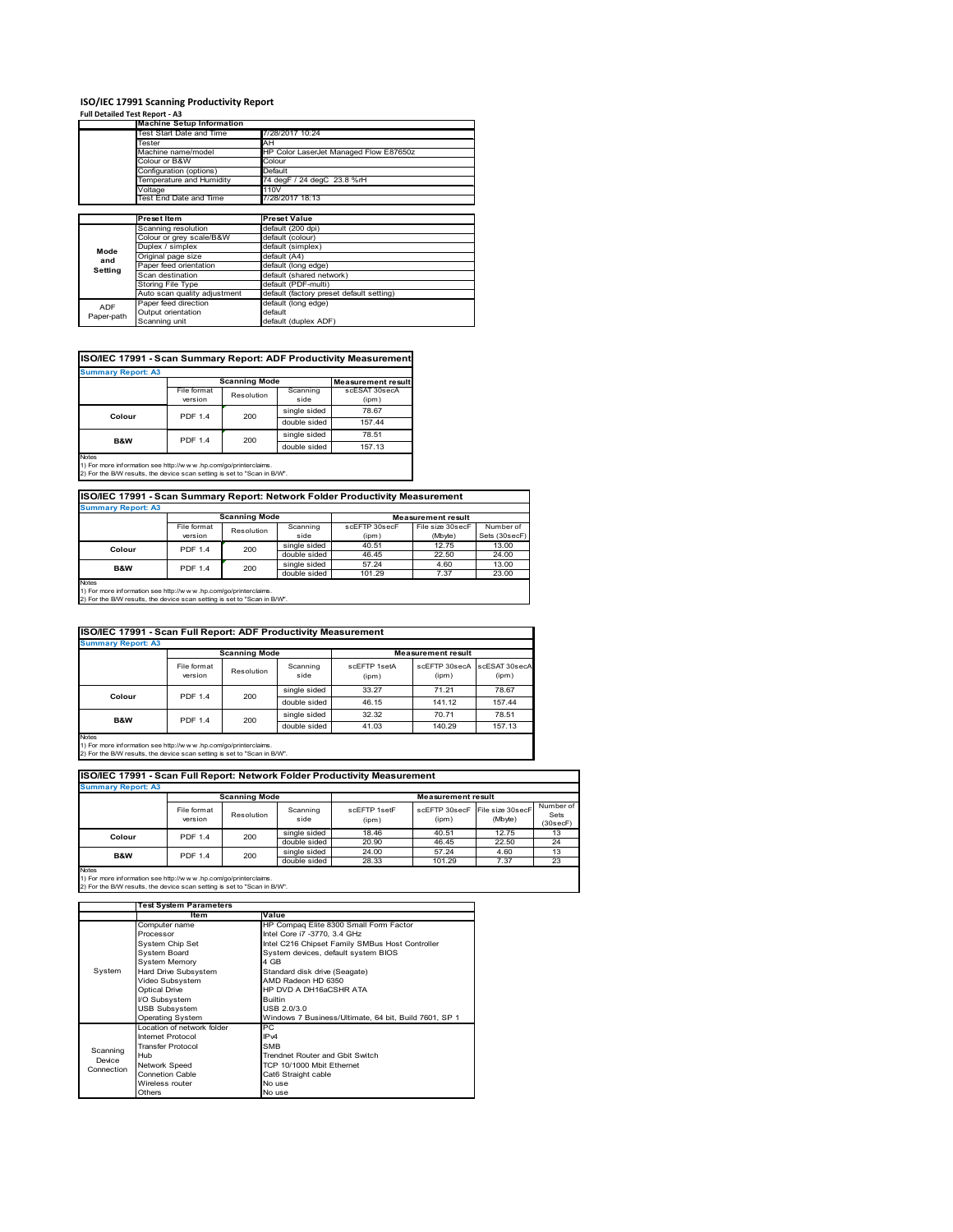# ISO/IEC 17991 Scanning Productivity Report

**Full Detailed Test Report - A3**

| | Machine Setup Information | |
|---|---|---|
| | Test Start Date and Time | 7/28/2017 10:24 |
| | Tester | AH |
| | Machine name/model | HP Color LaserJet Managed Flow E87650z |
| | Colour or B&W | Colour |
| | Configuration (options) | Default |
| | Temperature and Humidity | 74 degF / 24 degC 23.8 %rH |
| | Voltage | 110V |
| | Test End Date and Time | 7/28/2017 18:13 |

| | Preset Item | Preset Value |
|---|---|---|
| Mode and Setting | Scanning resolution | default (200 dpi) |
| | Colour or grey scale/B&W | default (colour) |
| | Duplex / simplex | default (simplex) |
| | Original page size | default (A4) |
| | Paper feed orientation | default (long edge) |
| | Scan destination | default (shared network) |
| | Storing File Type | default (PDF-multi) |
| | Auto scan quality adjustment | default (factory preset default setting) |
| ADF Paper-path | Paper feed direction | default (long edge) |
| | Output orientation | default |
| | Scanning unit | default (duplex ADF) |

## ISO/IEC 17991 - Scan Summary Report: ADF Productivity Measurement

**Summary Report: A3**

| | Scanning Mode | | | Measurement result |
|---|---|---|---|---|
| | File format version | Resolution | Scanning side | scESAT 30secA (ipm) |
| Colour | PDF 1.4 | 200 | single sided | 78.67 |
| | | | double sided | 157.44 |
| B&W | PDF 1.4 | 200 | single sided | 78.51 |
| | | | double sided | 157.13 |

Notes
1) For more information see http://w w w .hp.com/go/printerclaims.
2) For the B/W results, the device scan setting is set to "Scan in B/W".

## ISO/IEC 17991 - Scan Summary Report: Network Folder Productivity Measurement

**Summary Report: A3**

| | Scanning Mode | | | Measurement result | | |
|---|---|---|---|---|---|---|
| | File format version | Resolution | Scanning side | scEFTP 30secF (ipm) | File size 30secF (Mbyte) | Number of Sets (30secF) |
| Colour | PDF 1.4 | 200 | single sided | 40.51 | 12.75 | 13.00 |
| | | | double sided | 46.45 | 22.50 | 24.00 |
| B&W | PDF 1.4 | 200 | single sided | 57.24 | 4.60 | 13.00 |
| | | | double sided | 101.29 | 7.37 | 23.00 |

Notes
1) For more information see http://w w w .hp.com/go/printerclaims.
2) For the B/W results, the device scan setting is set to "Scan in B/W".

## ISO/IEC 17991 - Scan Full Report: ADF Productivity Measurement

**Summary Report: A3**

| | Scanning Mode | | | Measurement result | | |
|---|---|---|---|---|---|---|
| | File format version | Resolution | Scanning side | scEFTP 1setA (ipm) | scEFTP 30secA (ipm) | scESAT 30secA (ipm) |
| Colour | PDF 1.4 | 200 | single sided | 33.27 | 71.21 | 78.67 |
| | | | double sided | 46.15 | 141.12 | 157.44 |
| B&W | PDF 1.4 | 200 | single sided | 32.32 | 70.71 | 78.51 |
| | | | double sided | 41.03 | 140.29 | 157.13 |

Notes
1) For more information see http://w w w .hp.com/go/printerclaims.
2) For the B/W results, the device scan setting is set to "Scan in B/W".

## ISO/IEC 17991 - Scan Full Report: Network Folder Productivity Measurement

**Summary Report: A3**

| | Scanning Mode | | | Measurement result | | | |
|---|---|---|---|---|---|---|---|
| | File format version | Resolution | Scanning side | scEFTP 1setF (ipm) | scEFTP 30secF (ipm) | File size 30secF (Mbyte) | Number of Sets (30secF) |
| Colour | PDF 1.4 | 200 | single sided | 18.46 | 40.51 | 12.75 | 13 |
| | | | double sided | 20.90 | 46.45 | 22.50 | 24 |
| B&W | PDF 1.4 | 200 | single sided | 24.00 | 57.24 | 4.60 | 13 |
| | | | double sided | 28.33 | 101.29 | 7.37 | 23 |

Notes
1) For more information see http://w w w .hp.com/go/printerclaims.
2) For the B/W results, the device scan setting is set to "Scan in B/W".

| | Test System Parameters | |
|---|---|---|
| | Item | Value |
| System | Computer name | HP Compaq Elite 8300 Small Form Factor |
| | Processor | Intel Core i7 -3770, 3.4 GHz |
| | System Chip Set | Intel C216 Chipset Family SMBus Host Controller |
| | System Board | System devices, default system BIOS |
| | System Memory | 4 GB |
| | Hard Drive Subsystem | Standard disk drive (Seagate) |
| | Video Subsystem | AMD Radeon HD 6350 |
| | Optical Drive | HP DVD A DH16aCSHR ATA |
| | I/O Subsystem | Builtin |
| | USB Subsystem | USB 2.0/3.0 |
| | Operating System | Windows 7 Business/Ultimate, 64 bit, Build 7601, SP 1 |
| Scanning Device Connection | Location of network folder | PC |
| | Internet Protocol | IPv4 |
| | Transfer Protocol | SMB |
| | Hub | Trendnet Router and Gbit Switch |
| | Network Speed | TCP 10/1000 Mbit Ethernet |
| | Connetion Cable | Cat6 Straight cable |
| | Wireless router | No use |
| | Others | No use |